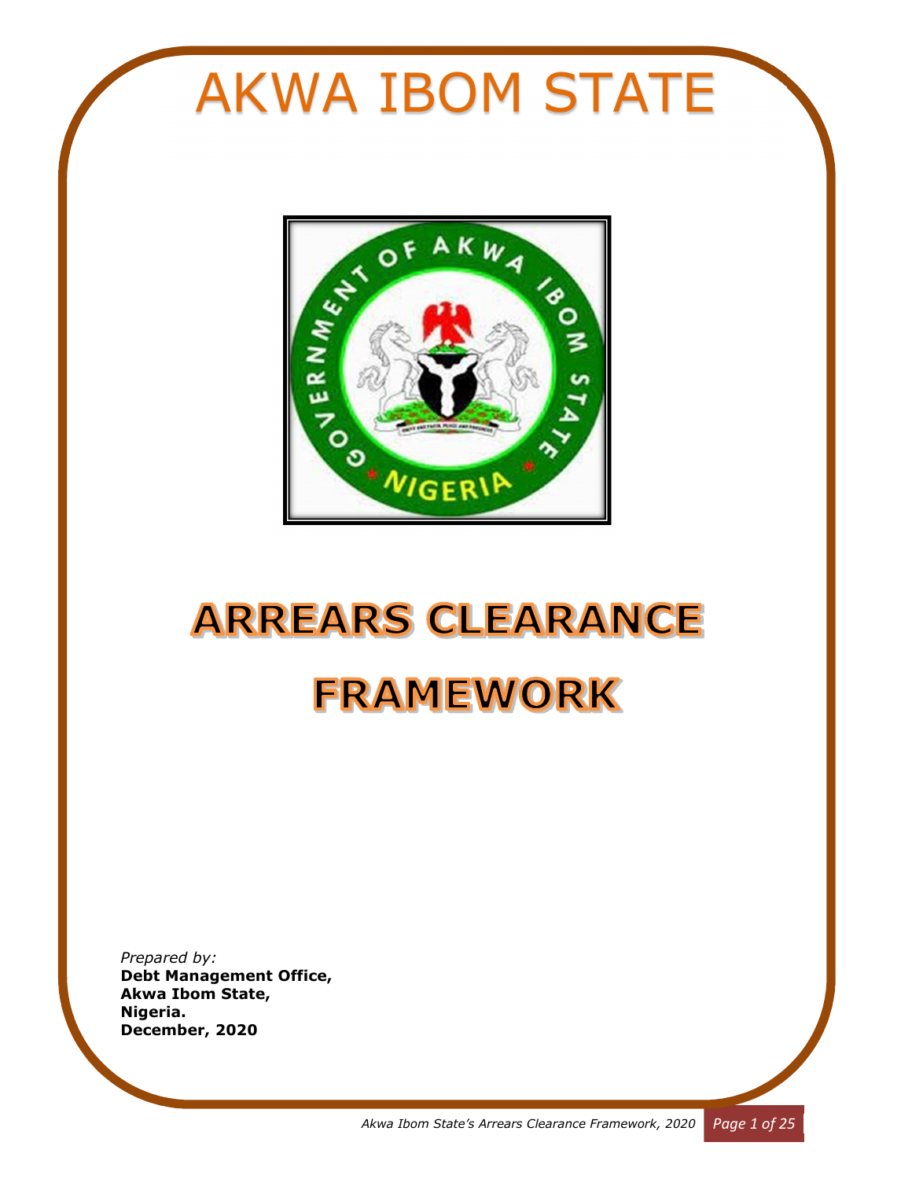# AKWA IBOM STATE

# ARREARS CLEARANCE FRAMEWORK

*Prepared by:*
**Debt Management Office,**
**Akwa Ibom State,**
**Nigeria.**
**December, 2020**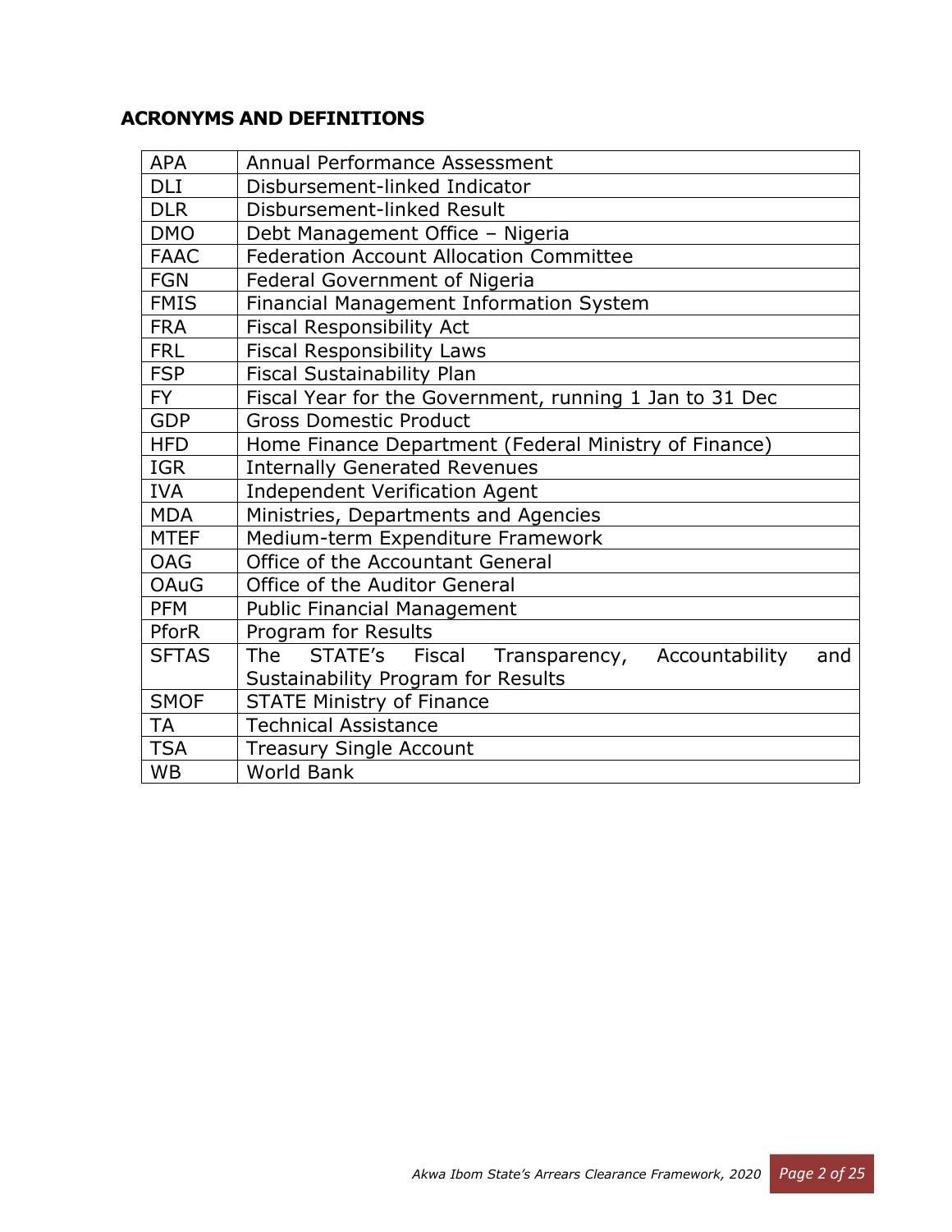## ACRONYMS AND DEFINITIONS

| | |
|---|---|
| APA | Annual Performance Assessment |
| DLI | Disbursement-linked Indicator |
| DLR | Disbursement-linked Result |
| DMO | Debt Management Office – Nigeria |
| FAAC | Federation Account Allocation Committee |
| FGN | Federal Government of Nigeria |
| FMIS | Financial Management Information System |
| FRA | Fiscal Responsibility Act |
| FRL | Fiscal Responsibility Laws |
| FSP | Fiscal Sustainability Plan |
| FY | Fiscal Year for the Government, running 1 Jan to 31 Dec |
| GDP | Gross Domestic Product |
| HFD | Home Finance Department (Federal Ministry of Finance) |
| IGR | Internally Generated Revenues |
| IVA | Independent Verification Agent |
| MDA | Ministries, Departments and Agencies |
| MTEF | Medium-term Expenditure Framework |
| OAG | Office of the Accountant General |
| OAuG | Office of the Auditor General |
| PFM | Public Financial Management |
| PforR | Program for Results |
| SFTAS | The STATE's Fiscal Transparency, Accountability and Sustainability Program for Results |
| SMOF | STATE Ministry of Finance |
| TA | Technical Assistance |
| TSA | Treasury Single Account |
| WB | World Bank |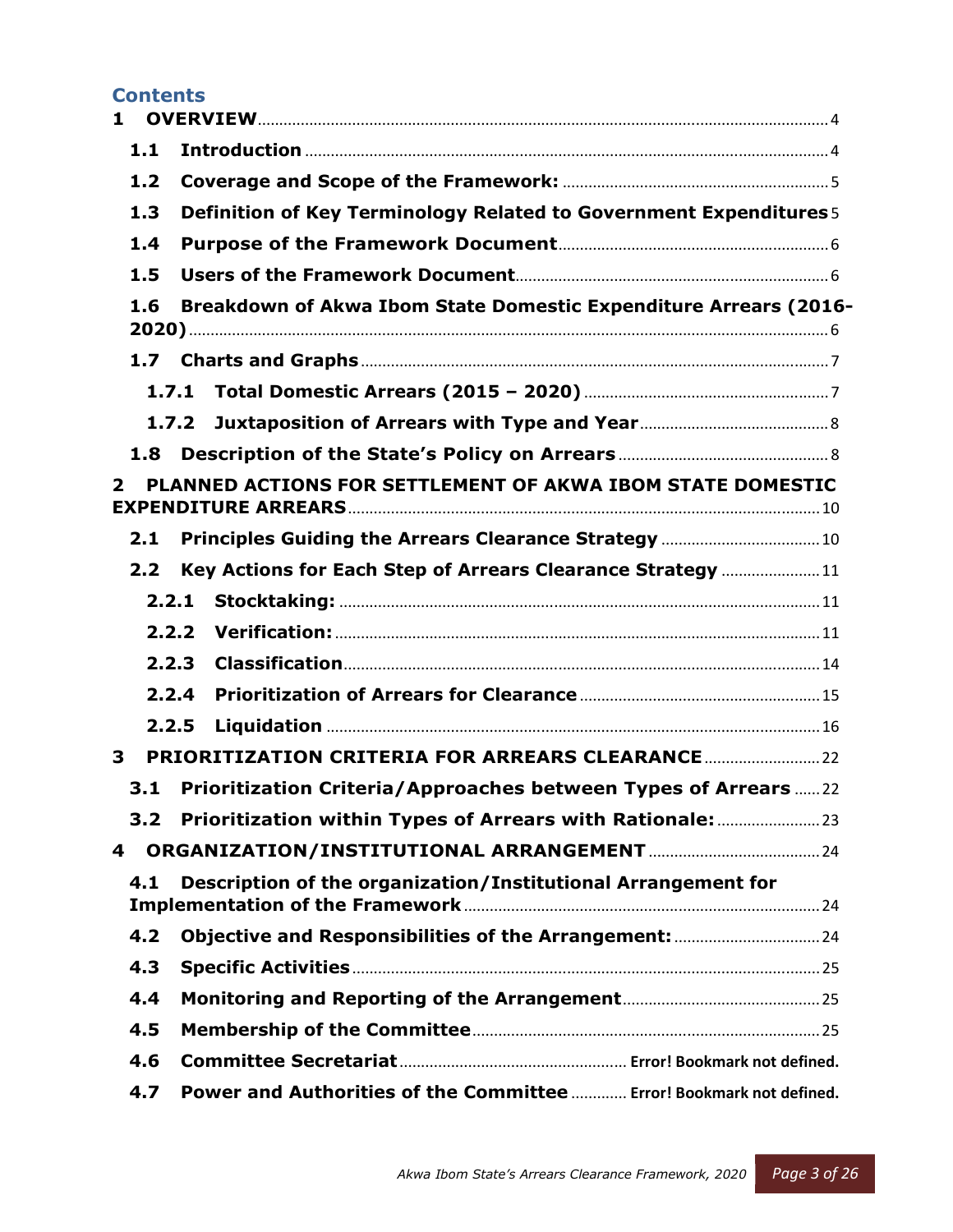## Contents

1 OVERVIEW ..... 4
- 1.1 Introduction ..... 4
- 1.2 Coverage and Scope of the Framework: ..... 5
- 1.3 Definition of Key Terminology Related to Government Expenditures ..... 5
- 1.4 Purpose of the Framework Document ..... 6
- 1.5 Users of the Framework Document ..... 6
- 1.6 Breakdown of Akwa Ibom State Domestic Expenditure Arrears (2016-2020) ..... 6
- 1.7 Charts and Graphs ..... 7
  - 1.7.1 Total Domestic Arrears (2015 – 2020) ..... 7
  - 1.7.2 Juxtaposition of Arrears with Type and Year ..... 8
- 1.8 Description of the State's Policy on Arrears ..... 8

2 PLANNED ACTIONS FOR SETTLEMENT OF AKWA IBOM STATE DOMESTIC EXPENDITURE ARREARS ..... 10
- 2.1 Principles Guiding the Arrears Clearance Strategy ..... 10
- 2.2 Key Actions for Each Step of Arrears Clearance Strategy ..... 11
  - 2.2.1 Stocktaking: ..... 11
  - 2.2.2 Verification: ..... 11
  - 2.2.3 Classification ..... 14
  - 2.2.4 Prioritization of Arrears for Clearance ..... 15
  - 2.2.5 Liquidation ..... 16

3 PRIORITIZATION CRITERIA FOR ARREARS CLEARANCE ..... 22
- 3.1 Prioritization Criteria/Approaches between Types of Arrears ..... 22
- 3.2 Prioritization within Types of Arrears with Rationale: ..... 23

4 ORGANIZATION/INSTITUTIONAL ARRANGEMENT ..... 24
- 4.1 Description of the organization/Institutional Arrangement for Implementation of the Framework ..... 24
- 4.2 Objective and Responsibilities of the Arrangement: ..... 24
- 4.3 Specific Activities ..... 25
- 4.4 Monitoring and Reporting of the Arrangement ..... 25
- 4.5 Membership of the Committee ..... 25
- 4.6 Committee Secretariat ..... Error! Bookmark not defined.
- 4.7 Power and Authorities of the Committee ..... Error! Bookmark not defined.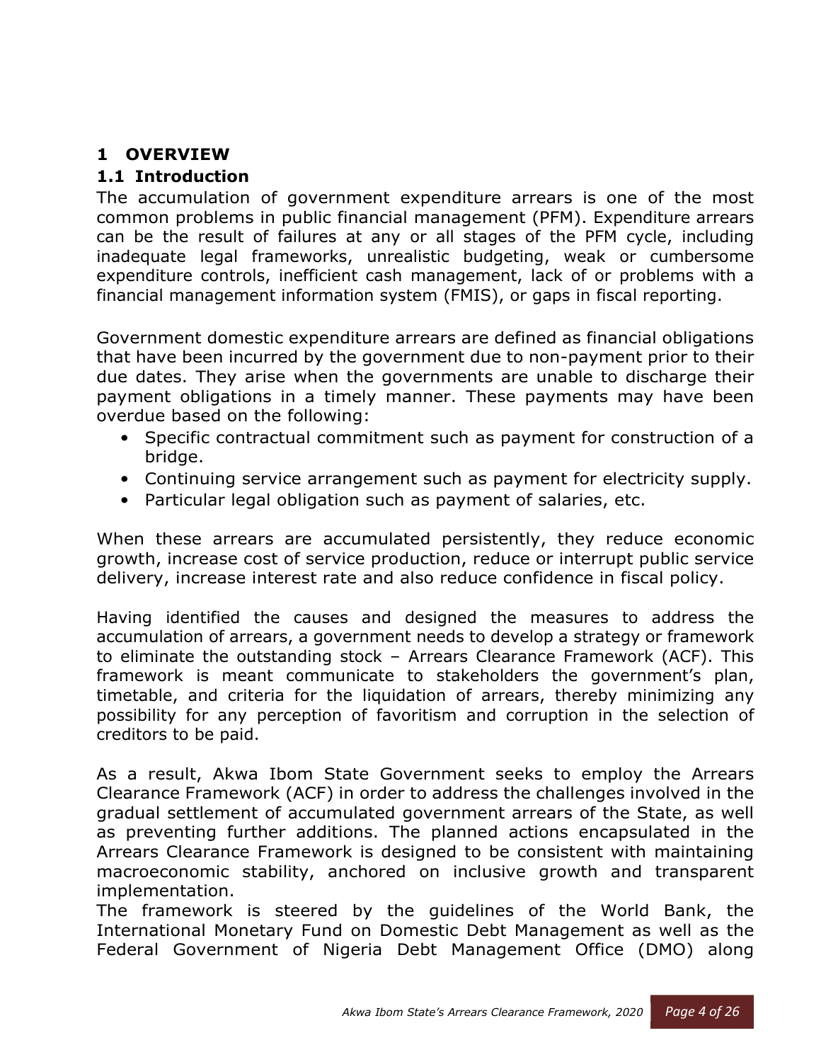# 1 OVERVIEW

## 1.1 Introduction

The accumulation of government expenditure arrears is one of the most common problems in public financial management (PFM). Expenditure arrears can be the result of failures at any or all stages of the PFM cycle, including inadequate legal frameworks, unrealistic budgeting, weak or cumbersome expenditure controls, inefficient cash management, lack of or problems with a financial management information system (FMIS), or gaps in fiscal reporting.

Government domestic expenditure arrears are defined as financial obligations that have been incurred by the government due to non-payment prior to their due dates. They arise when the governments are unable to discharge their payment obligations in a timely manner. These payments may have been overdue based on the following:

- Specific contractual commitment such as payment for construction of a bridge.
- Continuing service arrangement such as payment for electricity supply.
- Particular legal obligation such as payment of salaries, etc.

When these arrears are accumulated persistently, they reduce economic growth, increase cost of service production, reduce or interrupt public service delivery, increase interest rate and also reduce confidence in fiscal policy.

Having identified the causes and designed the measures to address the accumulation of arrears, a government needs to develop a strategy or framework to eliminate the outstanding stock – Arrears Clearance Framework (ACF). This framework is meant communicate to stakeholders the government's plan, timetable, and criteria for the liquidation of arrears, thereby minimizing any possibility for any perception of favoritism and corruption in the selection of creditors to be paid.

As a result, Akwa Ibom State Government seeks to employ the Arrears Clearance Framework (ACF) in order to address the challenges involved in the gradual settlement of accumulated government arrears of the State, as well as preventing further additions. The planned actions encapsulated in the Arrears Clearance Framework is designed to be consistent with maintaining macroeconomic stability, anchored on inclusive growth and transparent implementation.

The framework is steered by the guidelines of the World Bank, the International Monetary Fund on Domestic Debt Management as well as the Federal Government of Nigeria Debt Management Office (DMO) along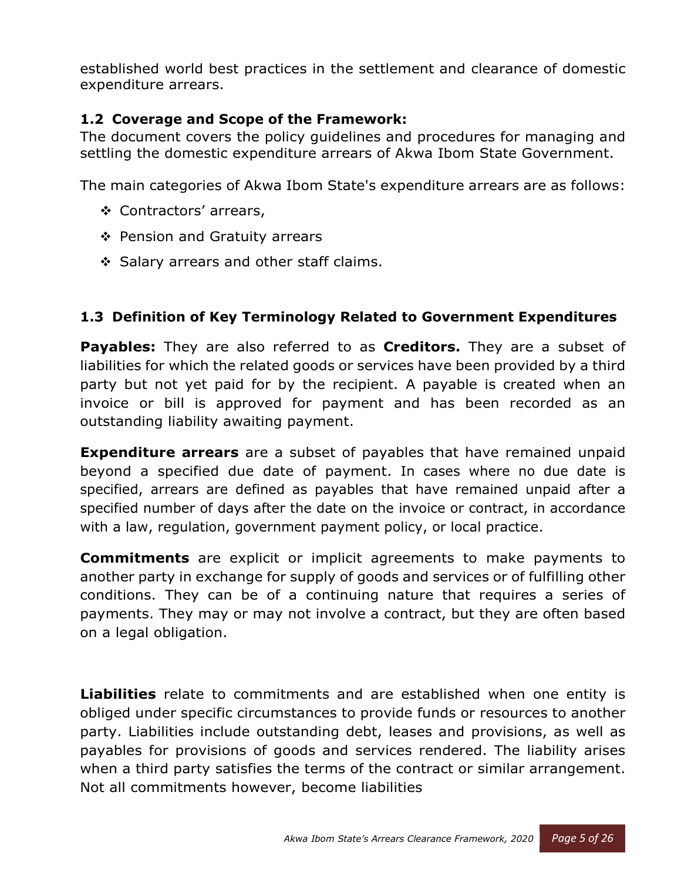established world best practices in the settlement and clearance of domestic expenditure arrears.

### 1.2 Coverage and Scope of the Framework:

The document covers the policy guidelines and procedures for managing and settling the domestic expenditure arrears of Akwa Ibom State Government.

The main categories of Akwa Ibom State's expenditure arrears are as follows:

- Contractors' arrears,
- Pension and Gratuity arrears
- Salary arrears and other staff claims.

### 1.3 Definition of Key Terminology Related to Government Expenditures

**Payables:** They are also referred to as **Creditors.** They are a subset of liabilities for which the related goods or services have been provided by a third party but not yet paid for by the recipient. A payable is created when an invoice or bill is approved for payment and has been recorded as an outstanding liability awaiting payment.

**Expenditure arrears** are a subset of payables that have remained unpaid beyond a specified due date of payment. In cases where no due date is specified, arrears are defined as payables that have remained unpaid after a specified number of days after the date on the invoice or contract, in accordance with a law, regulation, government payment policy, or local practice.

**Commitments** are explicit or implicit agreements to make payments to another party in exchange for supply of goods and services or of fulfilling other conditions. They can be of a continuing nature that requires a series of payments. They may or may not involve a contract, but they are often based on a legal obligation.

**Liabilities** relate to commitments and are established when one entity is obliged under specific circumstances to provide funds or resources to another party. Liabilities include outstanding debt, leases and provisions, as well as payables for provisions of goods and services rendered. The liability arises when a third party satisfies the terms of the contract or similar arrangement. Not all commitments however, become liabilities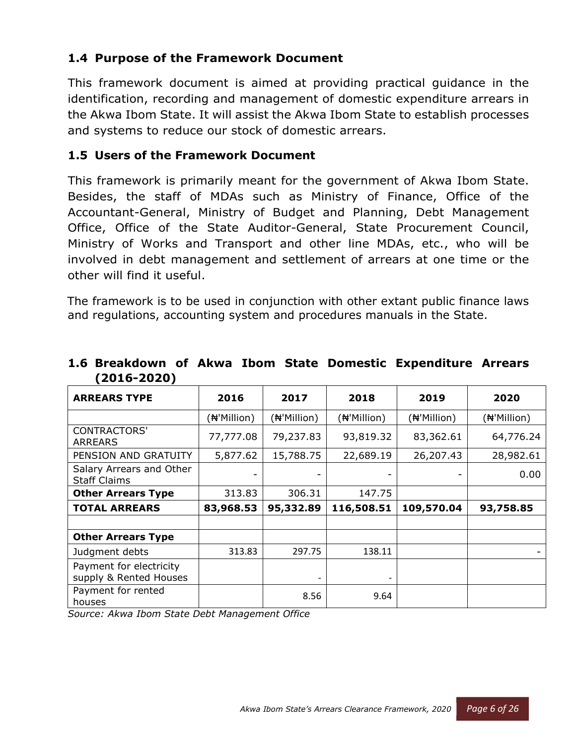### 1.4 Purpose of the Framework Document

This framework document is aimed at providing practical guidance in the identification, recording and management of domestic expenditure arrears in the Akwa Ibom State. It will assist the Akwa Ibom State to establish processes and systems to reduce our stock of domestic arrears.

### 1.5 Users of the Framework Document

This framework is primarily meant for the government of Akwa Ibom State. Besides, the staff of MDAs such as Ministry of Finance, Office of the Accountant-General, Ministry of Budget and Planning, Debt Management Office, Office of the State Auditor-General, State Procurement Council, Ministry of Works and Transport and other line MDAs, etc., who will be involved in debt management and settlement of arrears at one time or the other will find it useful.

The framework is to be used in conjunction with other extant public finance laws and regulations, accounting system and procedures manuals in the State.

### 1.6 Breakdown of Akwa Ibom State Domestic Expenditure Arrears (2016-2020)

| ARREARS TYPE | 2016 | 2017 | 2018 | 2019 | 2020 |
|---|---|---|---|---|---|
| | (₦'Million) | (₦'Million) | (₦'Million) | (₦'Million) | (₦'Million) |
| CONTRACTORS' ARREARS | 77,777.08 | 79,237.83 | 93,819.32 | 83,362.61 | 64,776.24 |
| PENSION AND GRATUITY | 5,877.62 | 15,788.75 | 22,689.19 | 26,207.43 | 28,982.61 |
| Salary Arrears and Other Staff Claims | - | - | - | - | 0.00 |
| **Other Arrears Type** | 313.83 | 306.31 | 147.75 | | |
| **TOTAL ARREARS** | **83,968.53** | **95,332.89** | **116,508.51** | **109,570.04** | **93,758.85** |
| | | | | | |
| **Other Arrears Type** | | | | | |
| Judgment debts | 313.83 | 297.75 | 138.11 | | - |
| Payment for electricity supply & Rented Houses | | - | - | | |
| Payment for rented houses | | 8.56 | 9.64 | | |

*Source: Akwa Ibom State Debt Management Office*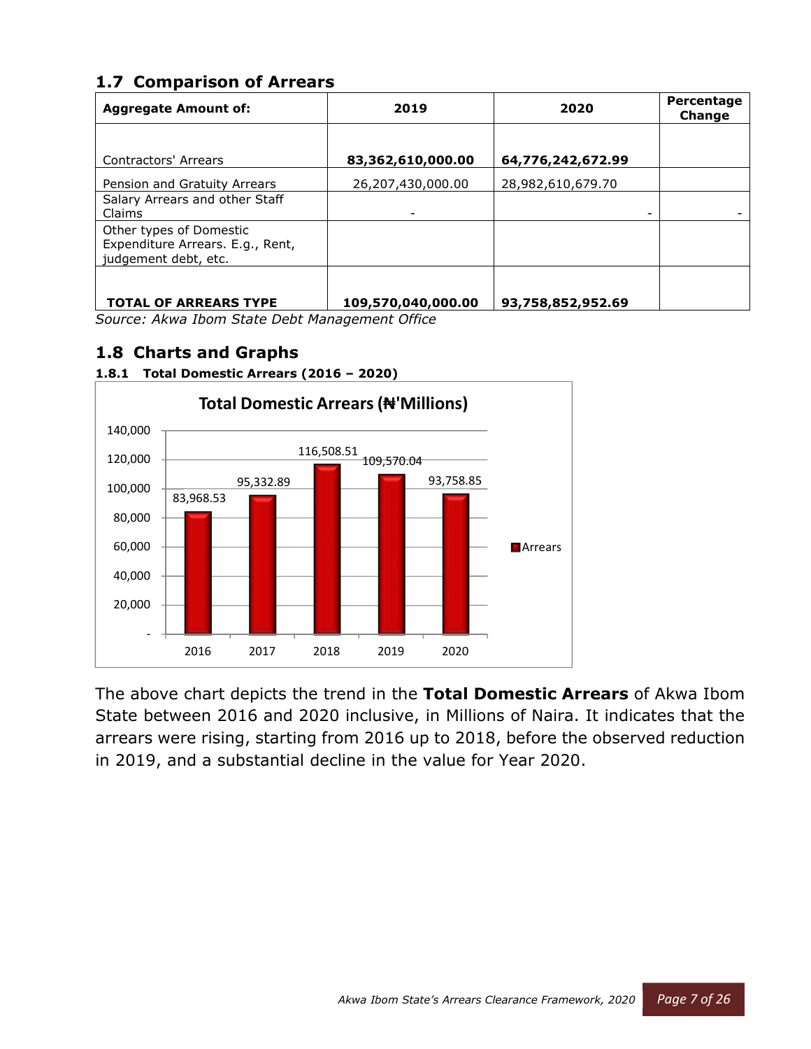## 1.7 Comparison of Arrears

| Aggregate Amount of: | 2019 | 2020 | Percentage Change |
|---|---|---|---|
| Contractors' Arrears | **83,362,610,000.00** | **64,776,242,672.99** | |
| Pension and Gratuity Arrears | 26,207,430,000.00 | 28,982,610,679.70 | |
| Salary Arrears and other Staff Claims | - | - | - |
| Other types of Domestic Expenditure Arrears. E.g., Rent, judgement debt, etc. | | | |
| **TOTAL OF ARREARS TYPE** | **109,570,040,000.00** | **93,758,852,952.69** | |

*Source: Akwa Ibom State Debt Management Office*

## 1.8 Charts and Graphs

### 1.8.1 Total Domestic Arrears (2016 – 2020)

**Total Domestic Arrears (₦'Millions)**

| Year | Arrears |
|---|---|
| 2016 | 83,968.53 |
| 2017 | 95,332.89 |
| 2018 | 116,508.51 |
| 2019 | 109,570.04 |
| 2020 | 93,758.85 |

The above chart depicts the trend in the **Total Domestic Arrears** of Akwa Ibom State between 2016 and 2020 inclusive, in Millions of Naira. It indicates that the arrears were rising, starting from 2016 up to 2018, before the observed reduction in 2019, and a substantial decline in the value for Year 2020.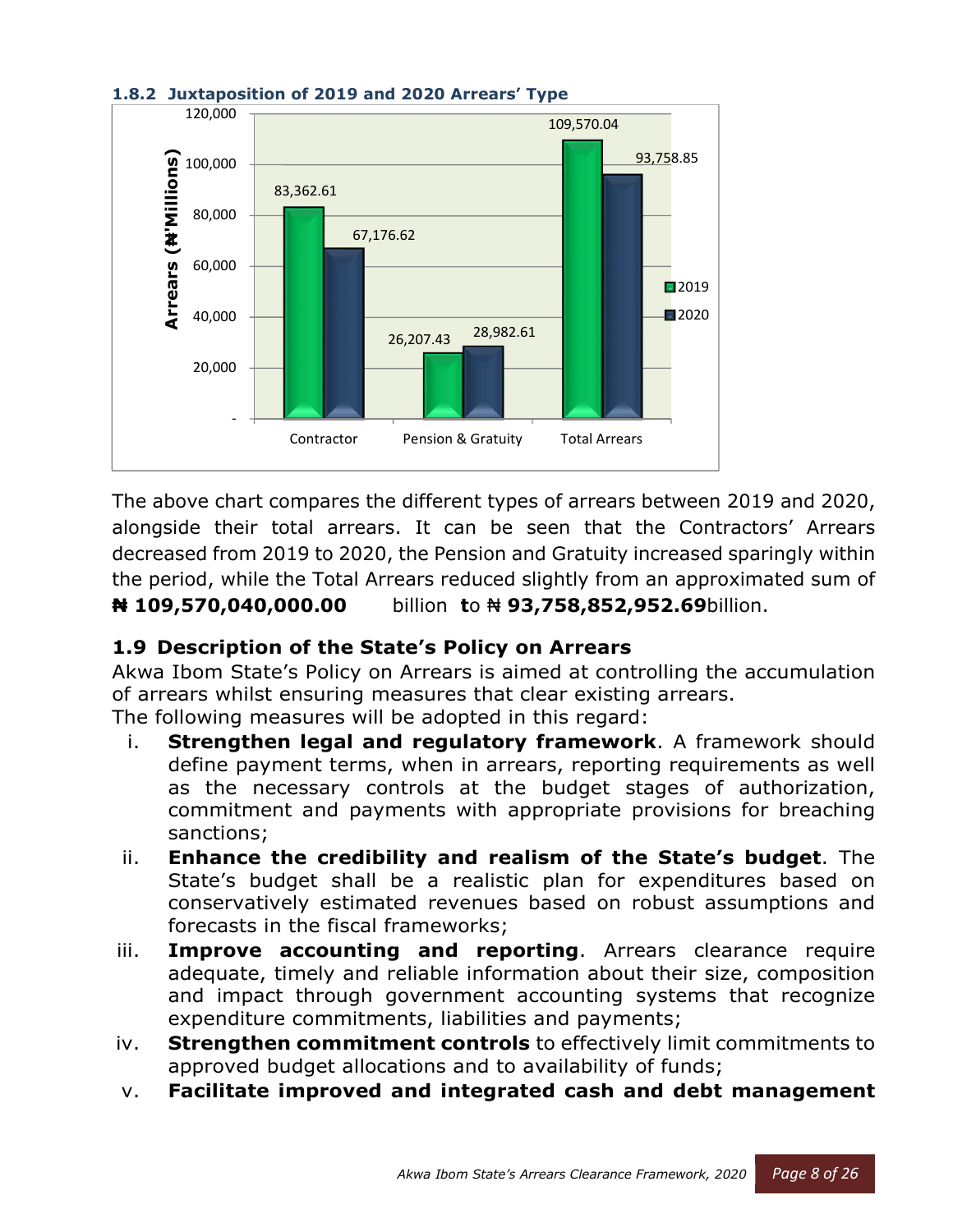### 1.8.2 Juxtaposition of 2019 and 2020 Arrears' Type

| Arrears (₦'Millions) | 2019 | 2020 |
|---|---|---|
| Contractor | 83,362.61 | 67,176.62 |
| Pension & Gratuity | 26,207.43 | 28,982.61 |
| Total Arrears | 109,570.04 | 93,758.85 |

The above chart compares the different types of arrears between 2019 and 2020, alongside their total arrears. It can be seen that the Contractors' Arrears decreased from 2019 to 2020, the Pension and Gratuity increased sparingly within the period, while the Total Arrears reduced slightly from an approximated sum of **₦ 109,570,040,000.00** billion **t**o ₦ **93,758,852,952.69**billion.

## 1.9 Description of the State's Policy on Arrears

Akwa Ibom State's Policy on Arrears is aimed at controlling the accumulation of arrears whilst ensuring measures that clear existing arrears.

The following measures will be adopted in this regard:

i. **Strengthen legal and regulatory framework**. A framework should define payment terms, when in arrears, reporting requirements as well as the necessary controls at the budget stages of authorization, commitment and payments with appropriate provisions for breaching sanctions;

ii. **Enhance the credibility and realism of the State's budget**. The State's budget shall be a realistic plan for expenditures based on conservatively estimated revenues based on robust assumptions and forecasts in the fiscal frameworks;

iii. **Improve accounting and reporting**. Arrears clearance require adequate, timely and reliable information about their size, composition and impact through government accounting systems that recognize expenditure commitments, liabilities and payments;

iv. **Strengthen commitment controls** to effectively limit commitments to approved budget allocations and to availability of funds;

v. **Facilitate improved and integrated cash and debt management**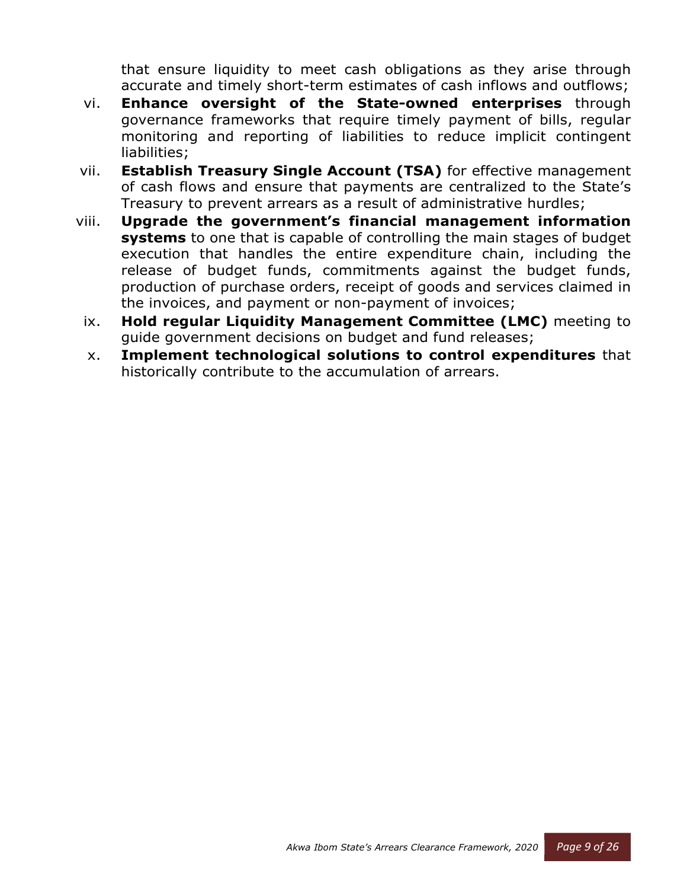that ensure liquidity to meet cash obligations as they arise through accurate and timely short-term estimates of cash inflows and outflows;

vi. **Enhance oversight of the State-owned enterprises** through governance frameworks that require timely payment of bills, regular monitoring and reporting of liabilities to reduce implicit contingent liabilities;

vii. **Establish Treasury Single Account (TSA)** for effective management of cash flows and ensure that payments are centralized to the State's Treasury to prevent arrears as a result of administrative hurdles;

viii. **Upgrade the government's financial management information systems** to one that is capable of controlling the main stages of budget execution that handles the entire expenditure chain, including the release of budget funds, commitments against the budget funds, production of purchase orders, receipt of goods and services claimed in the invoices, and payment or non-payment of invoices;

ix. **Hold regular Liquidity Management Committee (LMC)** meeting to guide government decisions on budget and fund releases;

x. **Implement technological solutions to control expenditures** that historically contribute to the accumulation of arrears.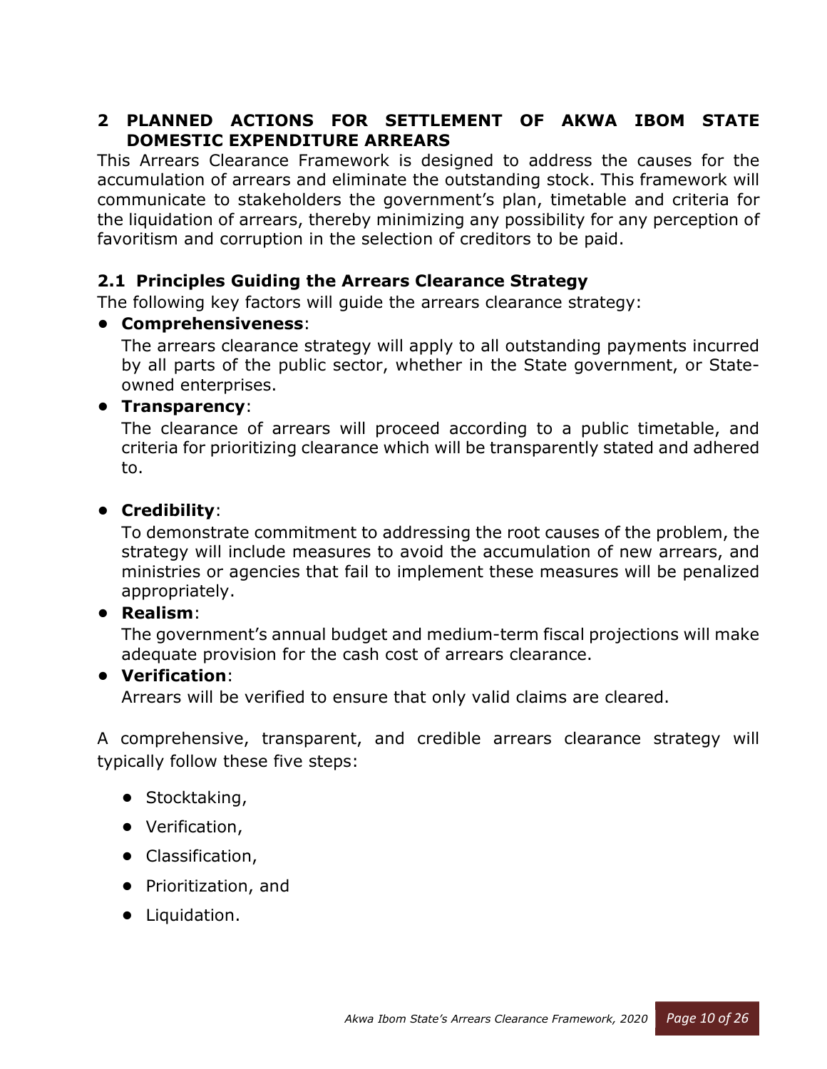# 2 PLANNED ACTIONS FOR SETTLEMENT OF AKWA IBOM STATE DOMESTIC EXPENDITURE ARREARS

This Arrears Clearance Framework is designed to address the causes for the accumulation of arrears and eliminate the outstanding stock. This framework will communicate to stakeholders the government's plan, timetable and criteria for the liquidation of arrears, thereby minimizing any possibility for any perception of favoritism and corruption in the selection of creditors to be paid.

## 2.1 Principles Guiding the Arrears Clearance Strategy

The following key factors will guide the arrears clearance strategy:

- **Comprehensiveness**:

  The arrears clearance strategy will apply to all outstanding payments incurred by all parts of the public sector, whether in the State government, or State-owned enterprises.

- **Transparency**:

  The clearance of arrears will proceed according to a public timetable, and criteria for prioritizing clearance which will be transparently stated and adhered to.

- **Credibility**:

  To demonstrate commitment to addressing the root causes of the problem, the strategy will include measures to avoid the accumulation of new arrears, and ministries or agencies that fail to implement these measures will be penalized appropriately.

- **Realism**:

  The government's annual budget and medium-term fiscal projections will make adequate provision for the cash cost of arrears clearance.

- **Verification**:

  Arrears will be verified to ensure that only valid claims are cleared.

A comprehensive, transparent, and credible arrears clearance strategy will typically follow these five steps:

- Stocktaking,
- Verification,
- Classification,
- Prioritization, and
- Liquidation.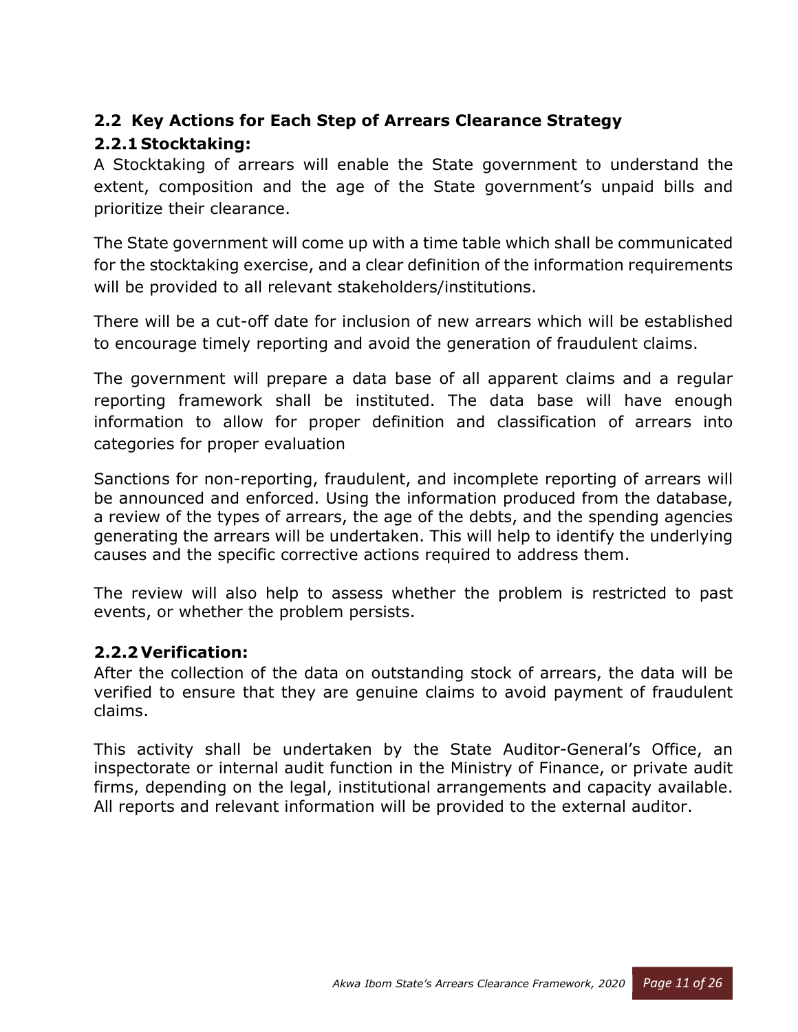## 2.2 Key Actions for Each Step of Arrears Clearance Strategy

### 2.2.1 Stocktaking:

A Stocktaking of arrears will enable the State government to understand the extent, composition and the age of the State government's unpaid bills and prioritize their clearance.

The State government will come up with a time table which shall be communicated for the stocktaking exercise, and a clear definition of the information requirements will be provided to all relevant stakeholders/institutions.

There will be a cut-off date for inclusion of new arrears which will be established to encourage timely reporting and avoid the generation of fraudulent claims.

The government will prepare a data base of all apparent claims and a regular reporting framework shall be instituted. The data base will have enough information to allow for proper definition and classification of arrears into categories for proper evaluation

Sanctions for non-reporting, fraudulent, and incomplete reporting of arrears will be announced and enforced. Using the information produced from the database, a review of the types of arrears, the age of the debts, and the spending agencies generating the arrears will be undertaken. This will help to identify the underlying causes and the specific corrective actions required to address them.

The review will also help to assess whether the problem is restricted to past events, or whether the problem persists.

### 2.2.2 Verification:

After the collection of the data on outstanding stock of arrears, the data will be verified to ensure that they are genuine claims to avoid payment of fraudulent claims.

This activity shall be undertaken by the State Auditor-General's Office, an inspectorate or internal audit function in the Ministry of Finance, or private audit firms, depending on the legal, institutional arrangements and capacity available. All reports and relevant information will be provided to the external auditor.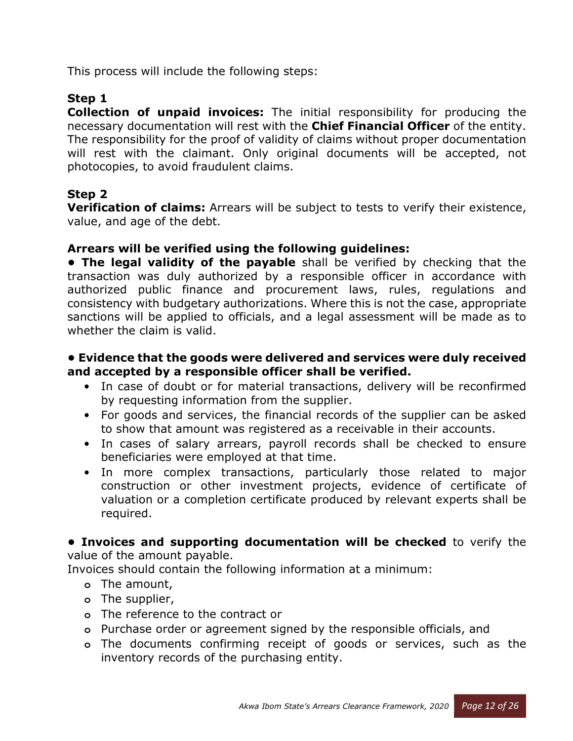This process will include the following steps:

**Step 1**

**Collection of unpaid invoices:** The initial responsibility for producing the necessary documentation will rest with the **Chief Financial Officer** of the entity. The responsibility for the proof of validity of claims without proper documentation will rest with the claimant. Only original documents will be accepted, not photocopies, to avoid fraudulent claims.

**Step 2**

**Verification of claims:** Arrears will be subject to tests to verify their existence, value, and age of the debt.

**Arrears will be verified using the following guidelines:**

- **The legal validity of the payable** shall be verified by checking that the transaction was duly authorized by a responsible officer in accordance with authorized public finance and procurement laws, rules, regulations and consistency with budgetary authorizations. Where this is not the case, appropriate sanctions will be applied to officials, and a legal assessment will be made as to whether the claim is valid.

- **Evidence that the goods were delivered and services were duly received and accepted by a responsible officer shall be verified.**
  - In case of doubt or for material transactions, delivery will be reconfirmed by requesting information from the supplier.
  - For goods and services, the financial records of the supplier can be asked to show that amount was registered as a receivable in their accounts.
  - In cases of salary arrears, payroll records shall be checked to ensure beneficiaries were employed at that time.
  - In more complex transactions, particularly those related to major construction or other investment projects, evidence of certificate of valuation or a completion certificate produced by relevant experts shall be required.

- **Invoices and supporting documentation will be checked** to verify the value of the amount payable.

Invoices should contain the following information at a minimum:

- The amount,
- The supplier,
- The reference to the contract or
- Purchase order or agreement signed by the responsible officials, and
- The documents confirming receipt of goods or services, such as the inventory records of the purchasing entity.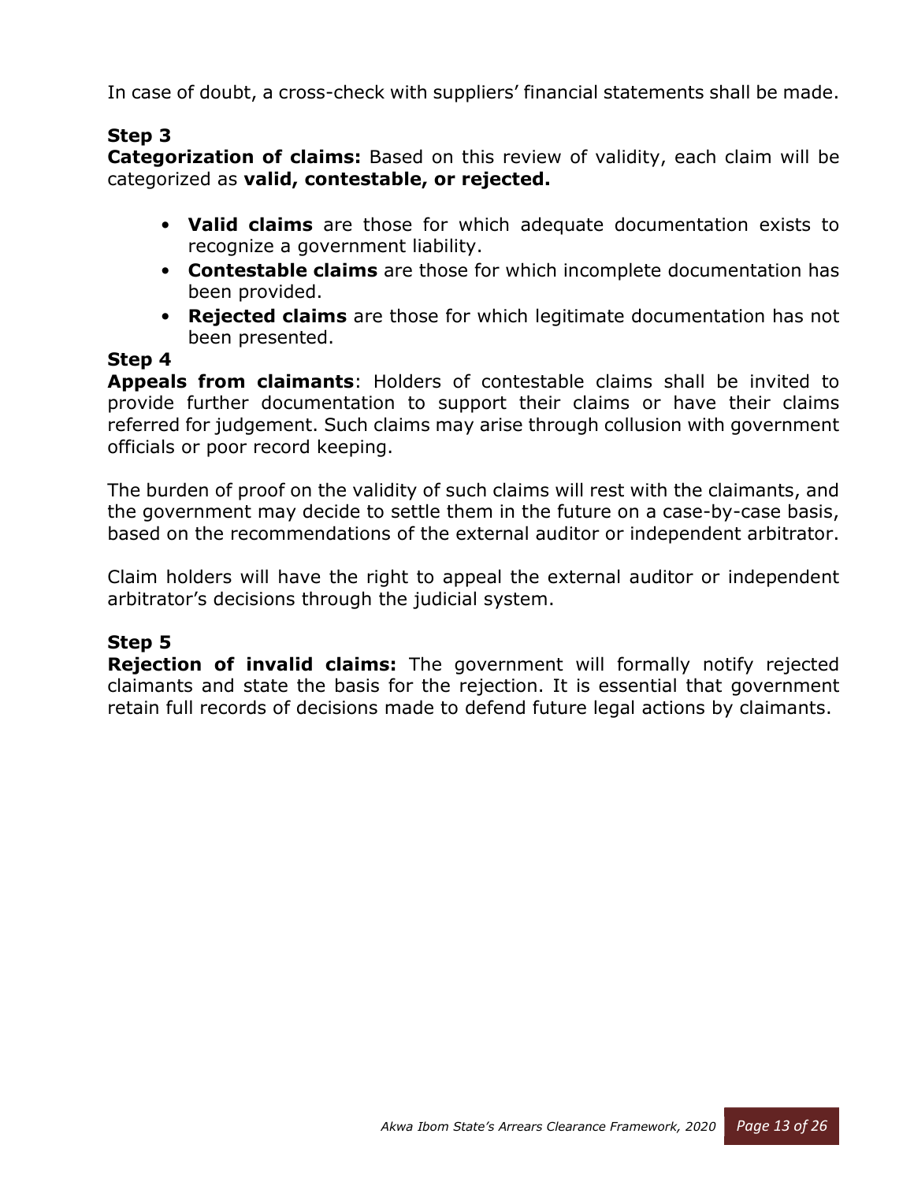In case of doubt, a cross-check with suppliers' financial statements shall be made.

**Step 3**

**Categorization of claims:** Based on this review of validity, each claim will be categorized as **valid, contestable, or rejected.**

- **Valid claims** are those for which adequate documentation exists to recognize a government liability.
- **Contestable claims** are those for which incomplete documentation has been provided.
- **Rejected claims** are those for which legitimate documentation has not been presented.

**Step 4**

**Appeals from claimants**: Holders of contestable claims shall be invited to provide further documentation to support their claims or have their claims referred for judgement. Such claims may arise through collusion with government officials or poor record keeping.

The burden of proof on the validity of such claims will rest with the claimants, and the government may decide to settle them in the future on a case-by-case basis, based on the recommendations of the external auditor or independent arbitrator.

Claim holders will have the right to appeal the external auditor or independent arbitrator's decisions through the judicial system.

**Step 5**

**Rejection of invalid claims:** The government will formally notify rejected claimants and state the basis for the rejection. It is essential that government retain full records of decisions made to defend future legal actions by claimants.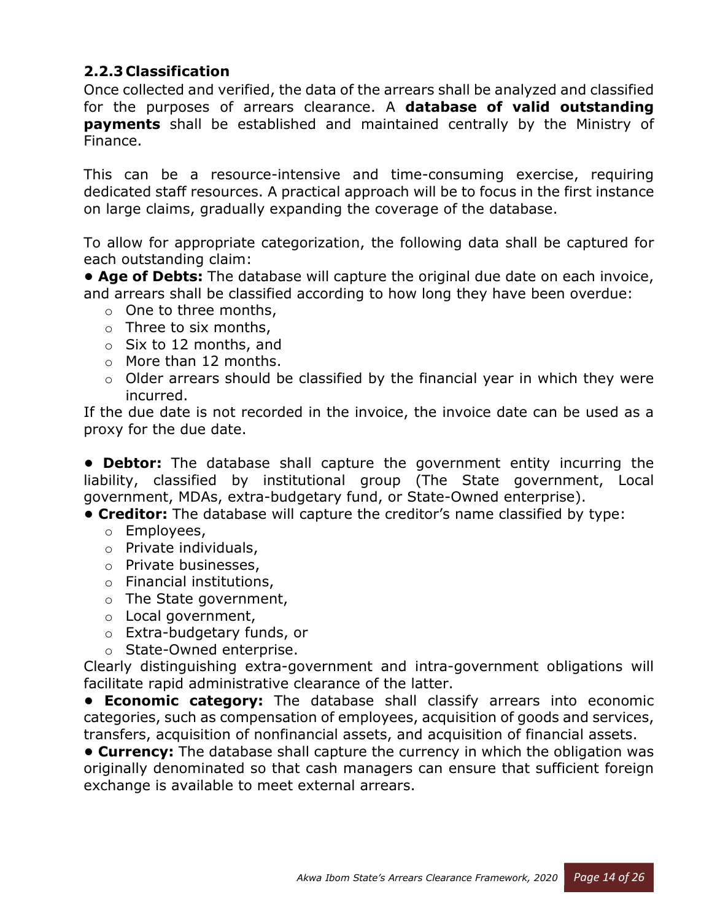### 2.2.3 Classification

Once collected and verified, the data of the arrears shall be analyzed and classified for the purposes of arrears clearance. A **database of valid outstanding payments** shall be established and maintained centrally by the Ministry of Finance.

This can be a resource-intensive and time-consuming exercise, requiring dedicated staff resources. A practical approach will be to focus in the first instance on large claims, gradually expanding the coverage of the database.

To allow for appropriate categorization, the following data shall be captured for each outstanding claim:

- **Age of Debts:** The database will capture the original due date on each invoice, and arrears shall be classified according to how long they have been overdue:
  - One to three months,
  - Three to six months,
  - Six to 12 months, and
  - More than 12 months.
  - Older arrears should be classified by the financial year in which they were incurred.

If the due date is not recorded in the invoice, the invoice date can be used as a proxy for the due date.

- **Debtor:** The database shall capture the government entity incurring the liability, classified by institutional group (The State government, Local government, MDAs, extra-budgetary fund, or State-Owned enterprise).
- **Creditor:** The database will capture the creditor's name classified by type:
  - Employees,
  - Private individuals,
  - Private businesses,
  - Financial institutions,
  - The State government,
  - Local government,
  - Extra-budgetary funds, or
  - State-Owned enterprise.

Clearly distinguishing extra-government and intra-government obligations will facilitate rapid administrative clearance of the latter.

- **Economic category:** The database shall classify arrears into economic categories, such as compensation of employees, acquisition of goods and services, transfers, acquisition of nonfinancial assets, and acquisition of financial assets.
- **Currency:** The database shall capture the currency in which the obligation was originally denominated so that cash managers can ensure that sufficient foreign exchange is available to meet external arrears.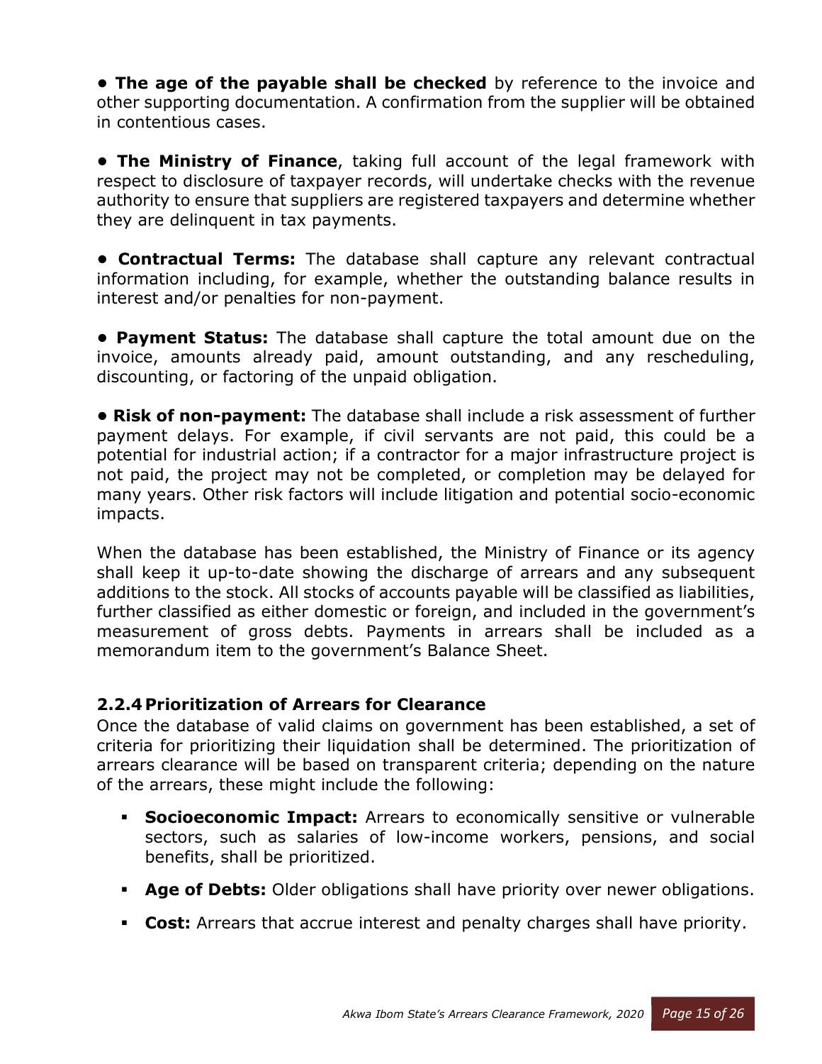- **The age of the payable shall be checked** by reference to the invoice and other supporting documentation. A confirmation from the supplier will be obtained in contentious cases.

- **The Ministry of Finance**, taking full account of the legal framework with respect to disclosure of taxpayer records, will undertake checks with the revenue authority to ensure that suppliers are registered taxpayers and determine whether they are delinquent in tax payments.

- **Contractual Terms:** The database shall capture any relevant contractual information including, for example, whether the outstanding balance results in interest and/or penalties for non-payment.

- **Payment Status:** The database shall capture the total amount due on the invoice, amounts already paid, amount outstanding, and any rescheduling, discounting, or factoring of the unpaid obligation.

- **Risk of non-payment:** The database shall include a risk assessment of further payment delays. For example, if civil servants are not paid, this could be a potential for industrial action; if a contractor for a major infrastructure project is not paid, the project may not be completed, or completion may be delayed for many years. Other risk factors will include litigation and potential socio-economic impacts.

When the database has been established, the Ministry of Finance or its agency shall keep it up-to-date showing the discharge of arrears and any subsequent additions to the stock. All stocks of accounts payable will be classified as liabilities, further classified as either domestic or foreign, and included in the government's measurement of gross debts. Payments in arrears shall be included as a memorandum item to the government's Balance Sheet.

### 2.2.4 Prioritization of Arrears for Clearance

Once the database of valid claims on government has been established, a set of criteria for prioritizing their liquidation shall be determined. The prioritization of arrears clearance will be based on transparent criteria; depending on the nature of the arrears, these might include the following:

- **Socioeconomic Impact:** Arrears to economically sensitive or vulnerable sectors, such as salaries of low-income workers, pensions, and social benefits, shall be prioritized.
- **Age of Debts:** Older obligations shall have priority over newer obligations.
- **Cost:** Arrears that accrue interest and penalty charges shall have priority.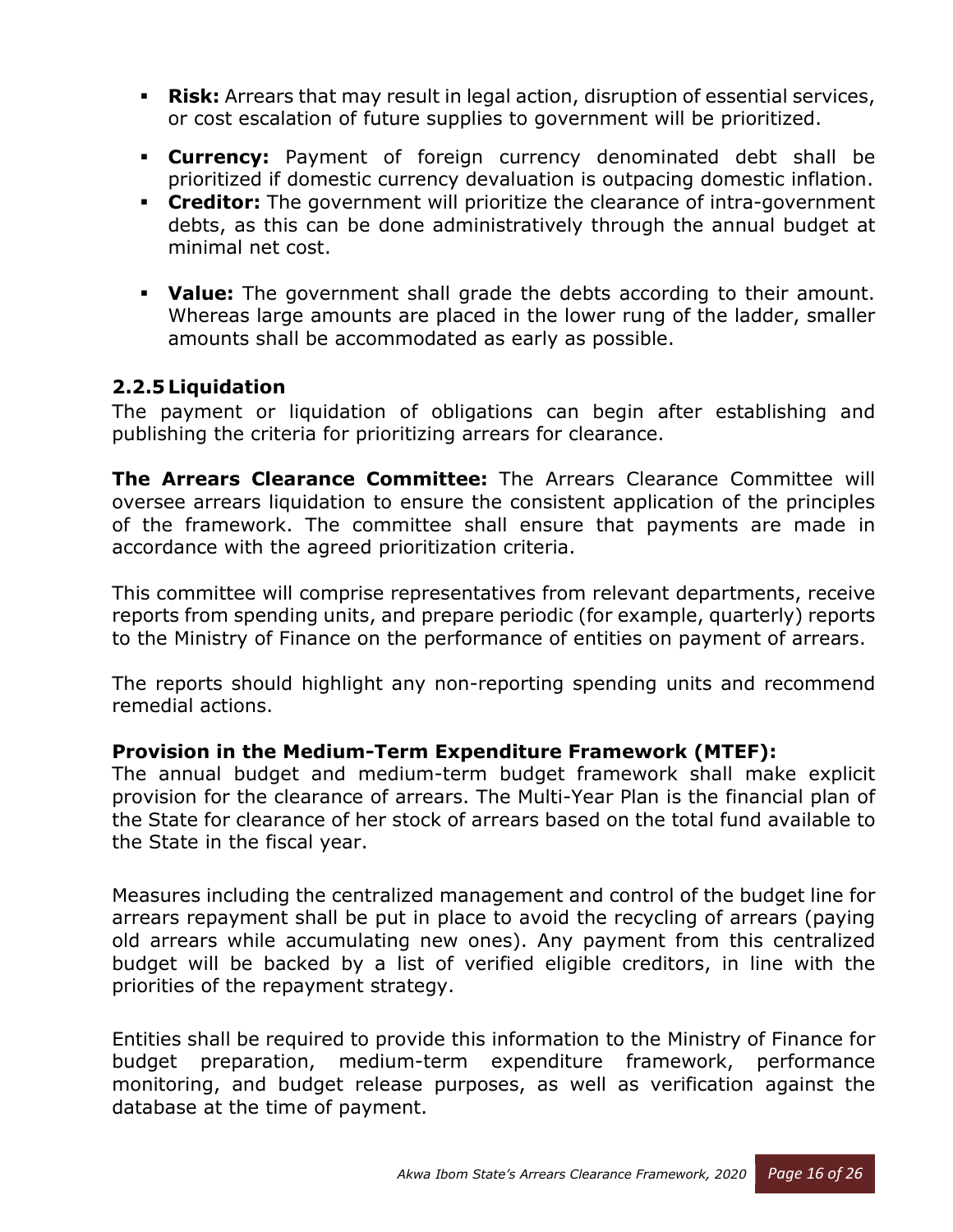- **Risk:** Arrears that may result in legal action, disruption of essential services, or cost escalation of future supplies to government will be prioritized.
- **Currency:** Payment of foreign currency denominated debt shall be prioritized if domestic currency devaluation is outpacing domestic inflation.
- **Creditor:** The government will prioritize the clearance of intra-government debts, as this can be done administratively through the annual budget at minimal net cost.
- **Value:** The government shall grade the debts according to their amount. Whereas large amounts are placed in the lower rung of the ladder, smaller amounts shall be accommodated as early as possible.

### 2.2.5 Liquidation

The payment or liquidation of obligations can begin after establishing and publishing the criteria for prioritizing arrears for clearance.

**The Arrears Clearance Committee:** The Arrears Clearance Committee will oversee arrears liquidation to ensure the consistent application of the principles of the framework. The committee shall ensure that payments are made in accordance with the agreed prioritization criteria.

This committee will comprise representatives from relevant departments, receive reports from spending units, and prepare periodic (for example, quarterly) reports to the Ministry of Finance on the performance of entities on payment of arrears.

The reports should highlight any non-reporting spending units and recommend remedial actions.

**Provision in the Medium-Term Expenditure Framework (MTEF):**
The annual budget and medium-term budget framework shall make explicit provision for the clearance of arrears. The Multi-Year Plan is the financial plan of the State for clearance of her stock of arrears based on the total fund available to the State in the fiscal year.

Measures including the centralized management and control of the budget line for arrears repayment shall be put in place to avoid the recycling of arrears (paying old arrears while accumulating new ones). Any payment from this centralized budget will be backed by a list of verified eligible creditors, in line with the priorities of the repayment strategy.

Entities shall be required to provide this information to the Ministry of Finance for budget preparation, medium-term expenditure framework, performance monitoring, and budget release purposes, as well as verification against the database at the time of payment.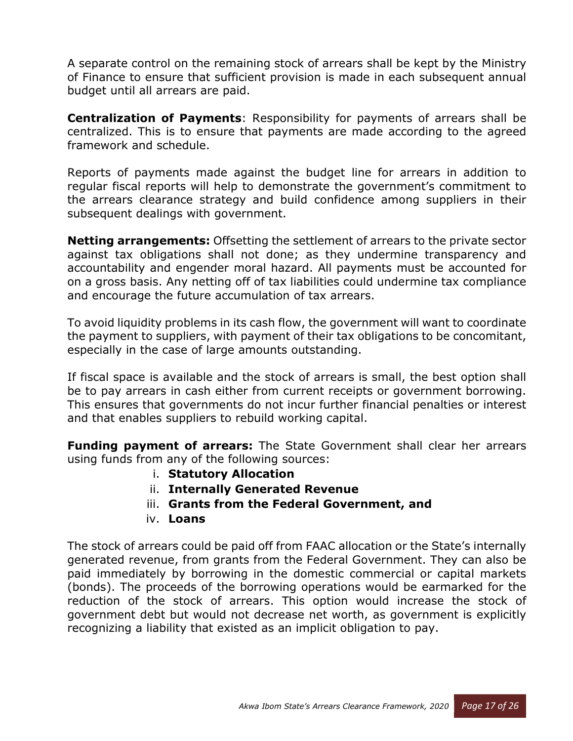A separate control on the remaining stock of arrears shall be kept by the Ministry of Finance to ensure that sufficient provision is made in each subsequent annual budget until all arrears are paid.

**Centralization of Payments**: Responsibility for payments of arrears shall be centralized. This is to ensure that payments are made according to the agreed framework and schedule.

Reports of payments made against the budget line for arrears in addition to regular fiscal reports will help to demonstrate the government's commitment to the arrears clearance strategy and build confidence among suppliers in their subsequent dealings with government.

**Netting arrangements:** Offsetting the settlement of arrears to the private sector against tax obligations shall not done; as they undermine transparency and accountability and engender moral hazard. All payments must be accounted for on a gross basis. Any netting off of tax liabilities could undermine tax compliance and encourage the future accumulation of tax arrears.

To avoid liquidity problems in its cash flow, the government will want to coordinate the payment to suppliers, with payment of their tax obligations to be concomitant, especially in the case of large amounts outstanding.

If fiscal space is available and the stock of arrears is small, the best option shall be to pay arrears in cash either from current receipts or government borrowing. This ensures that governments do not incur further financial penalties or interest and that enables suppliers to rebuild working capital.

**Funding payment of arrears:** The State Government shall clear her arrears using funds from any of the following sources:

i. **Statutory Allocation**
ii. **Internally Generated Revenue**
iii. **Grants from the Federal Government, and**
iv. **Loans**

The stock of arrears could be paid off from FAAC allocation or the State's internally generated revenue, from grants from the Federal Government. They can also be paid immediately by borrowing in the domestic commercial or capital markets (bonds). The proceeds of the borrowing operations would be earmarked for the reduction of the stock of arrears. This option would increase the stock of government debt but would not decrease net worth, as government is explicitly recognizing a liability that existed as an implicit obligation to pay.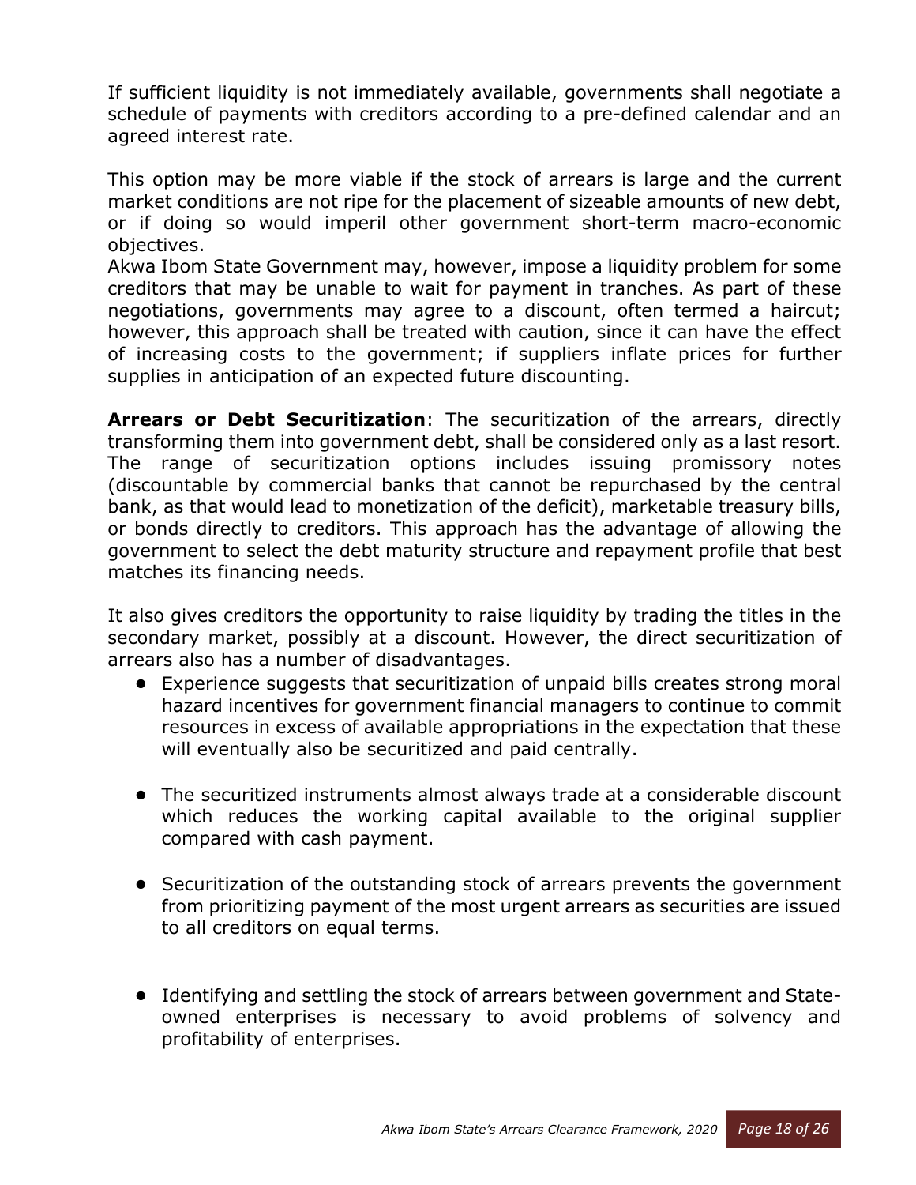If sufficient liquidity is not immediately available, governments shall negotiate a schedule of payments with creditors according to a pre-defined calendar and an agreed interest rate.

This option may be more viable if the stock of arrears is large and the current market conditions are not ripe for the placement of sizeable amounts of new debt, or if doing so would imperil other government short-term macro-economic objectives.
Akwa Ibom State Government may, however, impose a liquidity problem for some creditors that may be unable to wait for payment in tranches. As part of these negotiations, governments may agree to a discount, often termed a haircut; however, this approach shall be treated with caution, since it can have the effect of increasing costs to the government; if suppliers inflate prices for further supplies in anticipation of an expected future discounting.

**Arrears or Debt Securitization**: The securitization of the arrears, directly transforming them into government debt, shall be considered only as a last resort. The range of securitization options includes issuing promissory notes (discountable by commercial banks that cannot be repurchased by the central bank, as that would lead to monetization of the deficit), marketable treasury bills, or bonds directly to creditors. This approach has the advantage of allowing the government to select the debt maturity structure and repayment profile that best matches its financing needs.

It also gives creditors the opportunity to raise liquidity by trading the titles in the secondary market, possibly at a discount. However, the direct securitization of arrears also has a number of disadvantages.

- Experience suggests that securitization of unpaid bills creates strong moral hazard incentives for government financial managers to continue to commit resources in excess of available appropriations in the expectation that these will eventually also be securitized and paid centrally.
- The securitized instruments almost always trade at a considerable discount which reduces the working capital available to the original supplier compared with cash payment.
- Securitization of the outstanding stock of arrears prevents the government from prioritizing payment of the most urgent arrears as securities are issued to all creditors on equal terms.
- Identifying and settling the stock of arrears between government and State-owned enterprises is necessary to avoid problems of solvency and profitability of enterprises.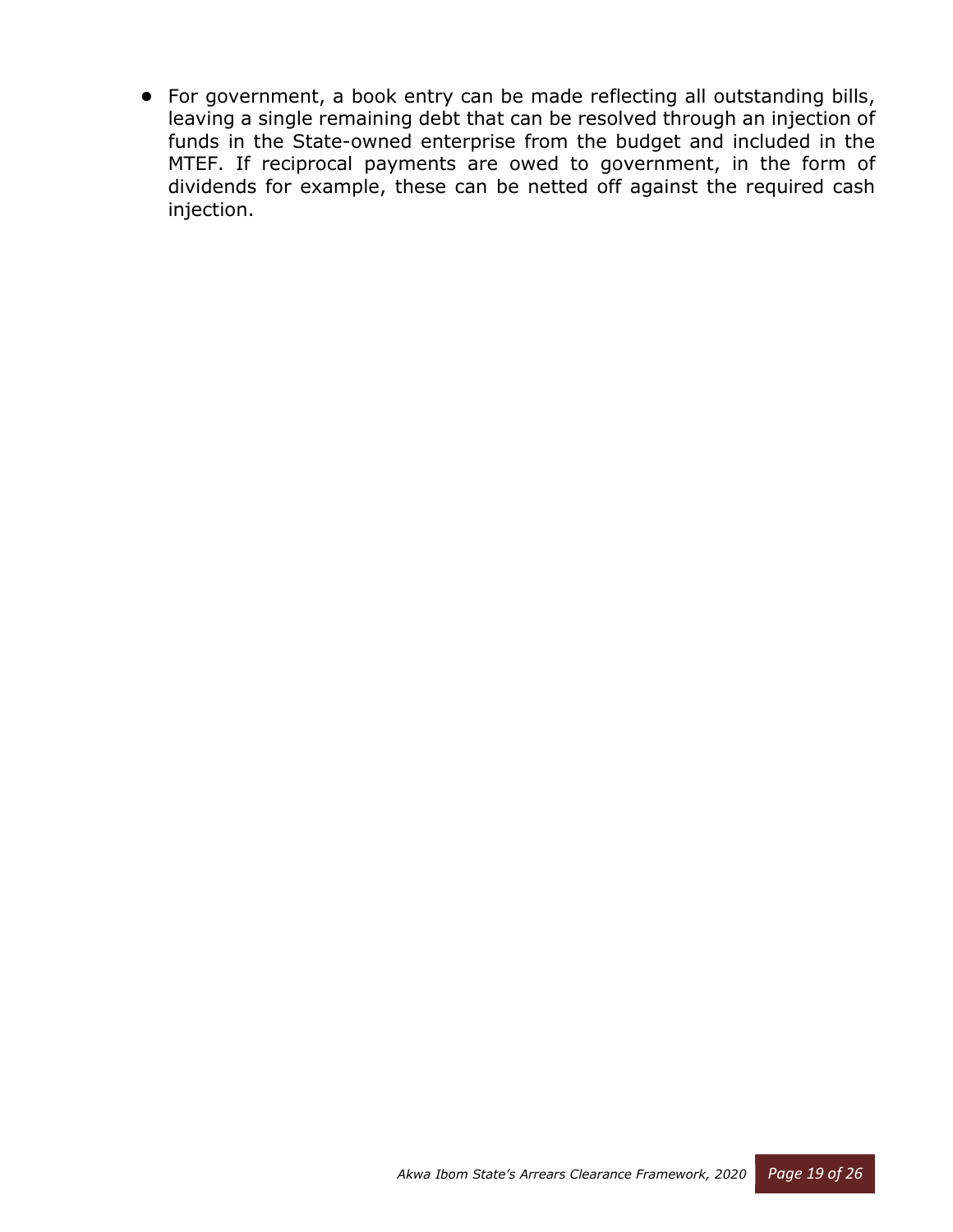- For government, a book entry can be made reflecting all outstanding bills, leaving a single remaining debt that can be resolved through an injection of funds in the State-owned enterprise from the budget and included in the MTEF. If reciprocal payments are owed to government, in the form of dividends for example, these can be netted off against the required cash injection.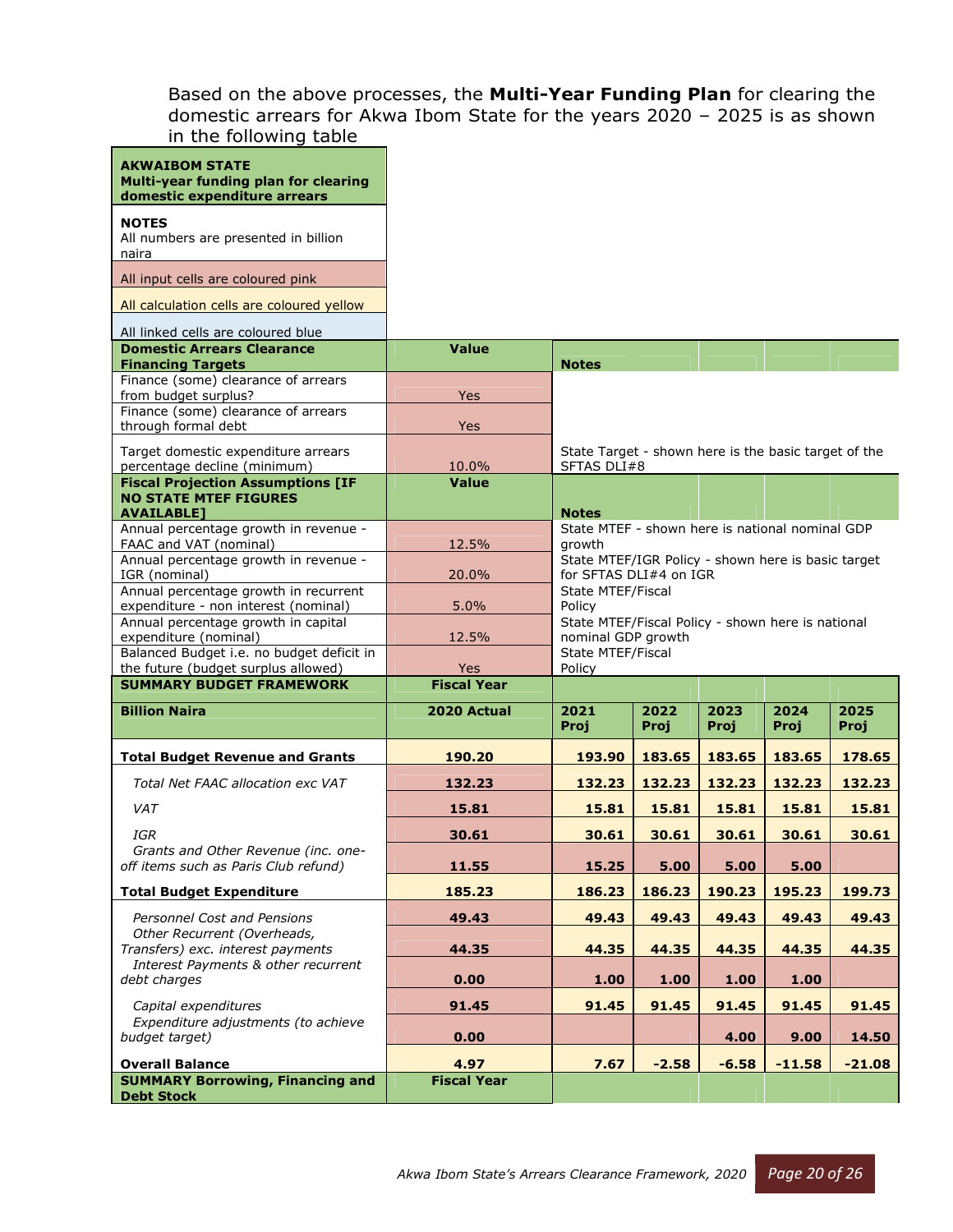Based on the above processes, the **Multi-Year Funding Plan** for clearing the domestic arrears for Akwa Ibom State for the years 2020 – 2025 is as shown in the following table

| **AKWAIBOM STATE**<br>**Multi-year funding plan for clearing domestic expenditure arrears** | | | | | | |
|---|---|---|---|---|---|---|
| **NOTES**<br>All numbers are presented in billion naira | | | | | | |
| All input cells are coloured pink | | | | | | |
| All calculation cells are coloured yellow | | | | | | |
| All linked cells are coloured blue | | | | | | |
| **Domestic Arrears Clearance Financing Targets** | **Value** | **Notes** | | | | |
| Finance (some) clearance of arrears from budget surplus? | Yes | | | | | |
| Finance (some) clearance of arrears through formal debt | Yes | | | | | |
| Target domestic expenditure arrears percentage decline (minimum) | 10.0% | State Target - shown here is the basic target of the SFTAS DLI#8 | | | | |
| **Fiscal Projection Assumptions [IF NO STATE MTEF FIGURES AVAILABLE]** | **Value** | **Notes** | | | | |
| Annual percentage growth in revenue - FAAC and VAT (nominal) | 12.5% | State MTEF - shown here is national nominal GDP growth | | | | |
| Annual percentage growth in revenue - IGR (nominal) | 20.0% | State MTEF/IGR Policy - shown here is basic target for SFTAS DLI#4 on IGR | | | | |
| Annual percentage growth in recurrent expenditure - non interest (nominal) | 5.0% | State MTEF/Fiscal Policy | | | | |
| Annual percentage growth in capital expenditure (nominal) | 12.5% | State MTEF/Fiscal Policy - shown here is national nominal GDP growth | | | | |
| Balanced Budget i.e. no budget deficit in the future (budget surplus allowed) | Yes | State MTEF/Fiscal Policy | | | | |
| **SUMMARY BUDGET FRAMEWORK** | **Fiscal Year** | | | | | |
| **Billion Naira** | **2020 Actual** | **2021 Proj** | **2022 Proj** | **2023 Proj** | **2024 Proj** | **2025 Proj** |
| **Total Budget Revenue and Grants** | 190.20 | 193.90 | 183.65 | 183.65 | 183.65 | 178.65 |
| *Total Net FAAC allocation exc VAT* | 132.23 | 132.23 | 132.23 | 132.23 | 132.23 | 132.23 |
| *VAT* | 15.81 | 15.81 | 15.81 | 15.81 | 15.81 | 15.81 |
| *IGR* | 30.61 | 30.61 | 30.61 | 30.61 | 30.61 | 30.61 |
| *Grants and Other Revenue (inc. one-off items such as Paris Club refund)* | 11.55 | 15.25 | 5.00 | 5.00 | 5.00 | |
| **Total Budget Expenditure** | 185.23 | 186.23 | 186.23 | 190.23 | 195.23 | 199.73 |
| *Personnel Cost and Pensions* | 49.43 | 49.43 | 49.43 | 49.43 | 49.43 | 49.43 |
| *Other Recurrent (Overheads, Transfers) exc. interest payments* | 44.35 | 44.35 | 44.35 | 44.35 | 44.35 | 44.35 |
| *Interest Payments & other recurrent debt charges* | 0.00 | 1.00 | 1.00 | 1.00 | 1.00 | |
| *Capital expenditures* | 91.45 | 91.45 | 91.45 | 91.45 | 91.45 | 91.45 |
| *Expenditure adjustments (to achieve budget target)* | 0.00 | | | 4.00 | 9.00 | 14.50 |
| **Overall Balance** | 4.97 | 7.67 | -2.58 | -6.58 | -11.58 | -21.08 |
| **SUMMARY Borrowing, Financing and Debt Stock** | **Fiscal Year** | | | | | |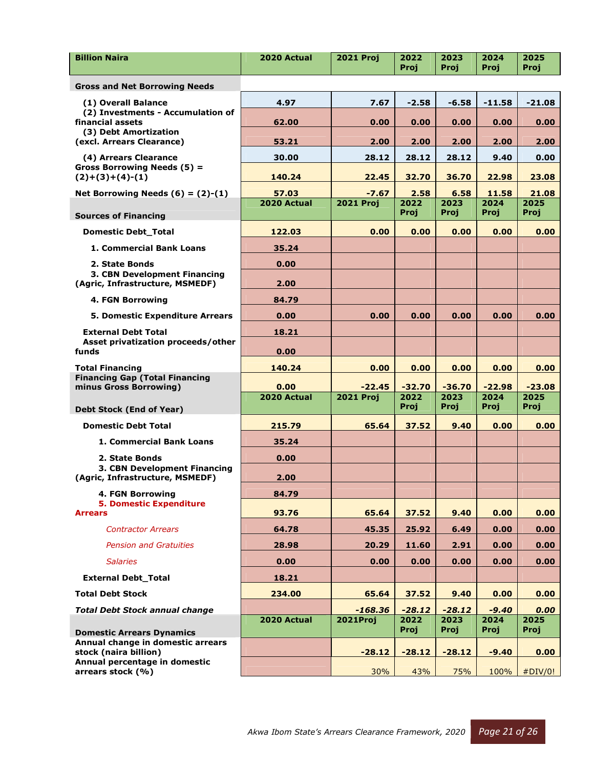| Billion Naira | 2020 Actual | 2021 Proj | 2022 Proj | 2023 Proj | 2024 Proj | 2025 Proj |
|---|---|---|---|---|---|---|
| **Gross and Net Borrowing Needs** | | | | | | |
| (1) Overall Balance | 4.97 | 7.67 | -2.58 | -6.58 | -11.58 | -21.08 |
| (2) Investments - Accumulation of financial assets | 62.00 | 0.00 | 0.00 | 0.00 | 0.00 | 0.00 |
| (3) Debt Amortization (excl. Arrears Clearance) | 53.21 | 2.00 | 2.00 | 2.00 | 2.00 | 2.00 |
| (4) Arrears Clearance | 30.00 | 28.12 | 28.12 | 28.12 | 9.40 | 0.00 |
| Gross Borrowing Needs (5) = (2)+(3)+(4)-(1) | 140.24 | 22.45 | 32.70 | 36.70 | 22.98 | 23.08 |
| Net Borrowing Needs (6) = (2)-(1) | 57.03 | -7.67 | 2.58 | 6.58 | 11.58 | 21.08 |
| **Sources of Financing** | **2020 Actual** | **2021 Proj** | **2022 Proj** | **2023 Proj** | **2024 Proj** | **2025 Proj** |
| Domestic Debt_Total | 122.03 | 0.00 | 0.00 | 0.00 | 0.00 | 0.00 |
| 1. Commercial Bank Loans | 35.24 | | | | | |
| 2. State Bonds | 0.00 | | | | | |
| 3. CBN Development Financing (Agric, Infrastructure, MSMEDF) | 2.00 | | | | | |
| 4. FGN Borrowing | 84.79 | | | | | |
| 5. Domestic Expenditure Arrears | 0.00 | 0.00 | 0.00 | 0.00 | 0.00 | 0.00 |
| External Debt Total | 18.21 | | | | | |
| Asset privatization proceeds/other funds | 0.00 | | | | | |
| Total Financing | 140.24 | 0.00 | 0.00 | 0.00 | 0.00 | 0.00 |
| Financing Gap (Total Financing minus Gross Borrowing) | 0.00 | -22.45 | -32.70 | -36.70 | -22.98 | -23.08 |
| **Debt Stock (End of Year)** | **2020 Actual** | **2021 Proj** | **2022 Proj** | **2023 Proj** | **2024 Proj** | **2025 Proj** |
| Domestic Debt Total | 215.79 | 65.64 | 37.52 | 9.40 | 0.00 | 0.00 |
| 1. Commercial Bank Loans | 35.24 | | | | | |
| 2. State Bonds | 0.00 | | | | | |
| 3. CBN Development Financing (Agric, Infrastructure, MSMEDF) | 2.00 | | | | | |
| 4. FGN Borrowing | 84.79 | | | | | |
| 5. Domestic Expenditure Arrears | 93.76 | 65.64 | 37.52 | 9.40 | 0.00 | 0.00 |
| *Contractor Arrears* | 64.78 | 45.35 | 25.92 | 6.49 | 0.00 | 0.00 |
| *Pension and Gratuities* | 28.98 | 20.29 | 11.60 | 2.91 | 0.00 | 0.00 |
| *Salaries* | 0.00 | 0.00 | 0.00 | 0.00 | 0.00 | 0.00 |
| External Debt_Total | 18.21 | | | | | |
| Total Debt Stock | 234.00 | 65.64 | 37.52 | 9.40 | 0.00 | 0.00 |
| *Total Debt Stock annual change* | | *-168.36* | *-28.12* | *-28.12* | *-9.40* | *0.00* |
| **Domestic Arrears Dynamics** | **2020 Actual** | **2021Proj** | **2022 Proj** | **2023 Proj** | **2024 Proj** | **2025 Proj** |
| Annual change in domestic arrears stock (naira billion) | | -28.12 | -28.12 | -28.12 | -9.40 | 0.00 |
| Annual percentage in domestic arrears stock (%) | | 30% | 43% | 75% | 100% | #DIV/0! |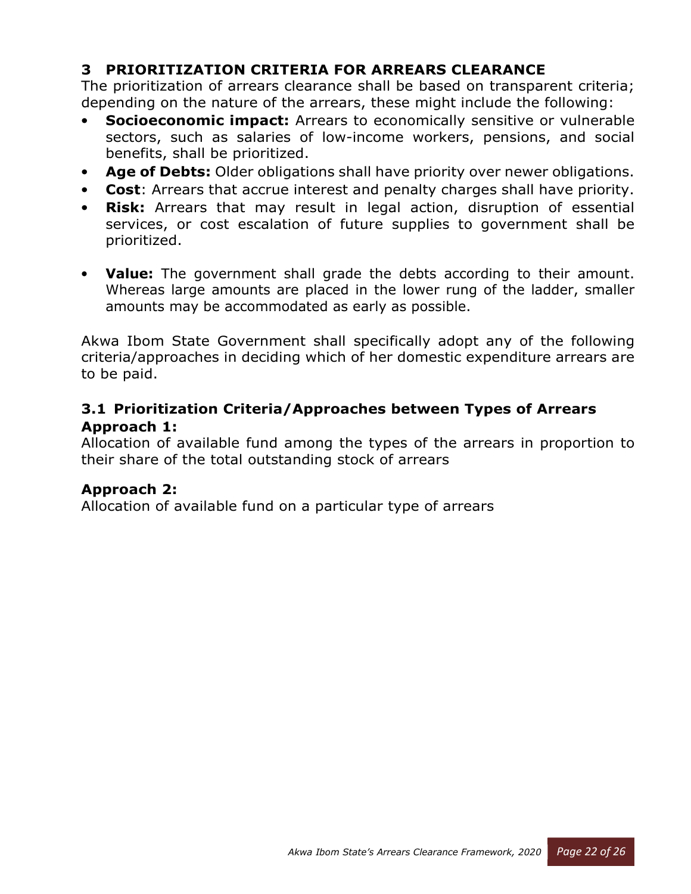# 3 PRIORITIZATION CRITERIA FOR ARREARS CLEARANCE

The prioritization of arrears clearance shall be based on transparent criteria; depending on the nature of the arrears, these might include the following:

- **Socioeconomic impact:** Arrears to economically sensitive or vulnerable sectors, such as salaries of low-income workers, pensions, and social benefits, shall be prioritized.
- **Age of Debts:** Older obligations shall have priority over newer obligations.
- **Cost**: Arrears that accrue interest and penalty charges shall have priority.
- **Risk:** Arrears that may result in legal action, disruption of essential services, or cost escalation of future supplies to government shall be prioritized.
- **Value:** The government shall grade the debts according to their amount. Whereas large amounts are placed in the lower rung of the ladder, smaller amounts may be accommodated as early as possible.

Akwa Ibom State Government shall specifically adopt any of the following criteria/approaches in deciding which of her domestic expenditure arrears are to be paid.

## 3.1 Prioritization Criteria/Approaches between Types of Arrears

### Approach 1:

Allocation of available fund among the types of the arrears in proportion to their share of the total outstanding stock of arrears

### Approach 2:

Allocation of available fund on a particular type of arrears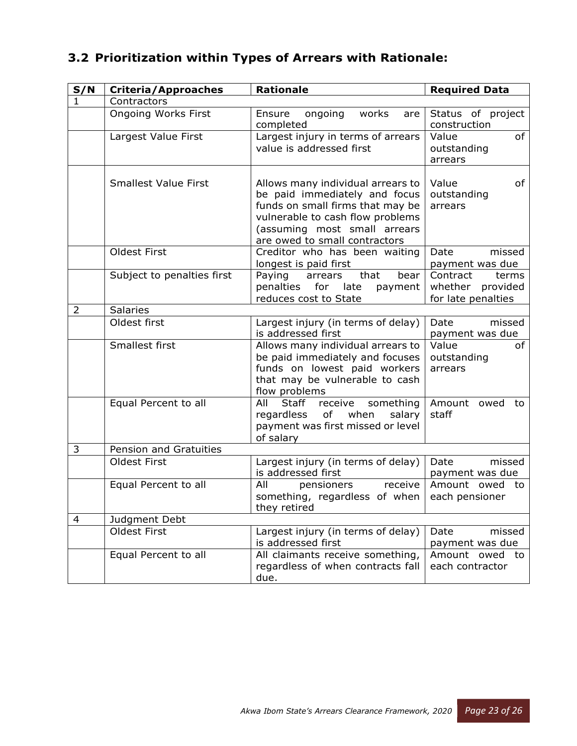## 3.2 Prioritization within Types of Arrears with Rationale:

| S/N | Criteria/Approaches | Rationale | Required Data |
|---|---|---|---|
| 1 | Contractors | | |
| | Ongoing Works First | Ensure ongoing works are completed | Status of project construction |
| | Largest Value First | Largest injury in terms of arrears value is addressed first | Value of outstanding arrears |
| | Smallest Value First | Allows many individual arrears to be paid immediately and focus funds on small firms that may be vulnerable to cash flow problems (assuming most small arrears are owed to small contractors | Value of outstanding arrears |
| | Oldest First | Creditor who has been waiting longest is paid first | Date missed payment was due |
| | Subject to penalties first | Paying arrears that bear penalties for late payment reduces cost to State | Contract terms whether provided for late penalties |
| 2 | Salaries | | |
| | Oldest first | Largest injury (in terms of delay) is addressed first | Date missed payment was due |
| | Smallest first | Allows many individual arrears to be paid immediately and focuses funds on lowest paid workers that may be vulnerable to cash flow problems | Value of outstanding arrears |
| | Equal Percent to all | All Staff receive something regardless of when salary payment was first missed or level of salary | Amount owed to staff |
| 3 | Pension and Gratuities | | |
| | Oldest First | Largest injury (in terms of delay) is addressed first | Date missed payment was due |
| | Equal Percent to all | All pensioners receive something, regardless of when they retired | Amount owed to each pensioner |
| 4 | Judgment Debt | | |
| | Oldest First | Largest injury (in terms of delay) is addressed first | Date missed payment was due |
| | Equal Percent to all | All claimants receive something, regardless of when contracts fall due. | Amount owed to each contractor |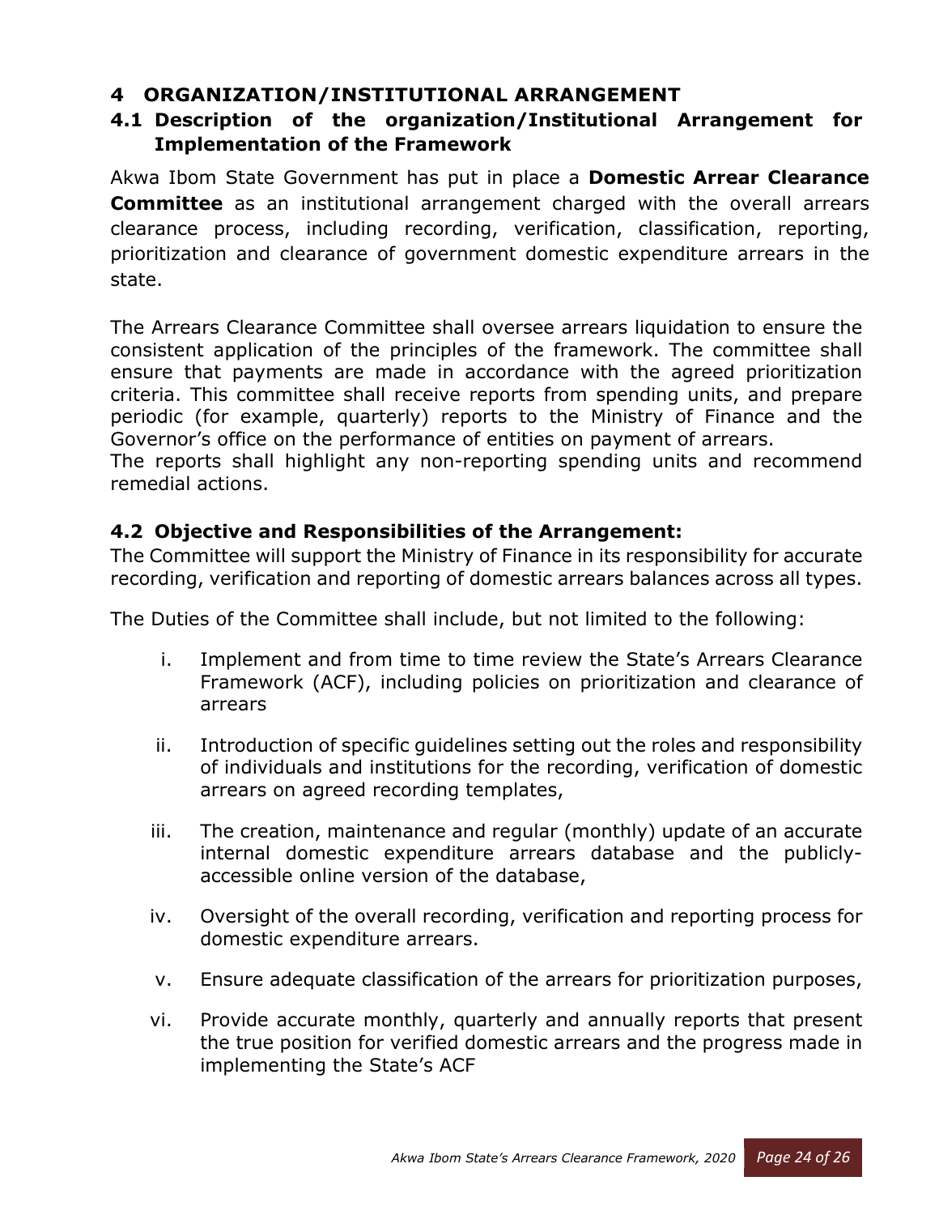# 4 ORGANIZATION/INSTITUTIONAL ARRANGEMENT

## 4.1 Description of the organization/Institutional Arrangement for Implementation of the Framework

Akwa Ibom State Government has put in place a **Domestic Arrear Clearance Committee** as an institutional arrangement charged with the overall arrears clearance process, including recording, verification, classification, reporting, prioritization and clearance of government domestic expenditure arrears in the state.

The Arrears Clearance Committee shall oversee arrears liquidation to ensure the consistent application of the principles of the framework. The committee shall ensure that payments are made in accordance with the agreed prioritization criteria. This committee shall receive reports from spending units, and prepare periodic (for example, quarterly) reports to the Ministry of Finance and the Governor's office on the performance of entities on payment of arrears.
The reports shall highlight any non-reporting spending units and recommend remedial actions.

## 4.2 Objective and Responsibilities of the Arrangement:

The Committee will support the Ministry of Finance in its responsibility for accurate recording, verification and reporting of domestic arrears balances across all types.

The Duties of the Committee shall include, but not limited to the following:

i. Implement and from time to time review the State's Arrears Clearance Framework (ACF), including policies on prioritization and clearance of arrears

ii. Introduction of specific guidelines setting out the roles and responsibility of individuals and institutions for the recording, verification of domestic arrears on agreed recording templates,

iii. The creation, maintenance and regular (monthly) update of an accurate internal domestic expenditure arrears database and the publicly-accessible online version of the database,

iv. Oversight of the overall recording, verification and reporting process for domestic expenditure arrears.

v. Ensure adequate classification of the arrears for prioritization purposes,

vi. Provide accurate monthly, quarterly and annually reports that present the true position for verified domestic arrears and the progress made in implementing the State's ACF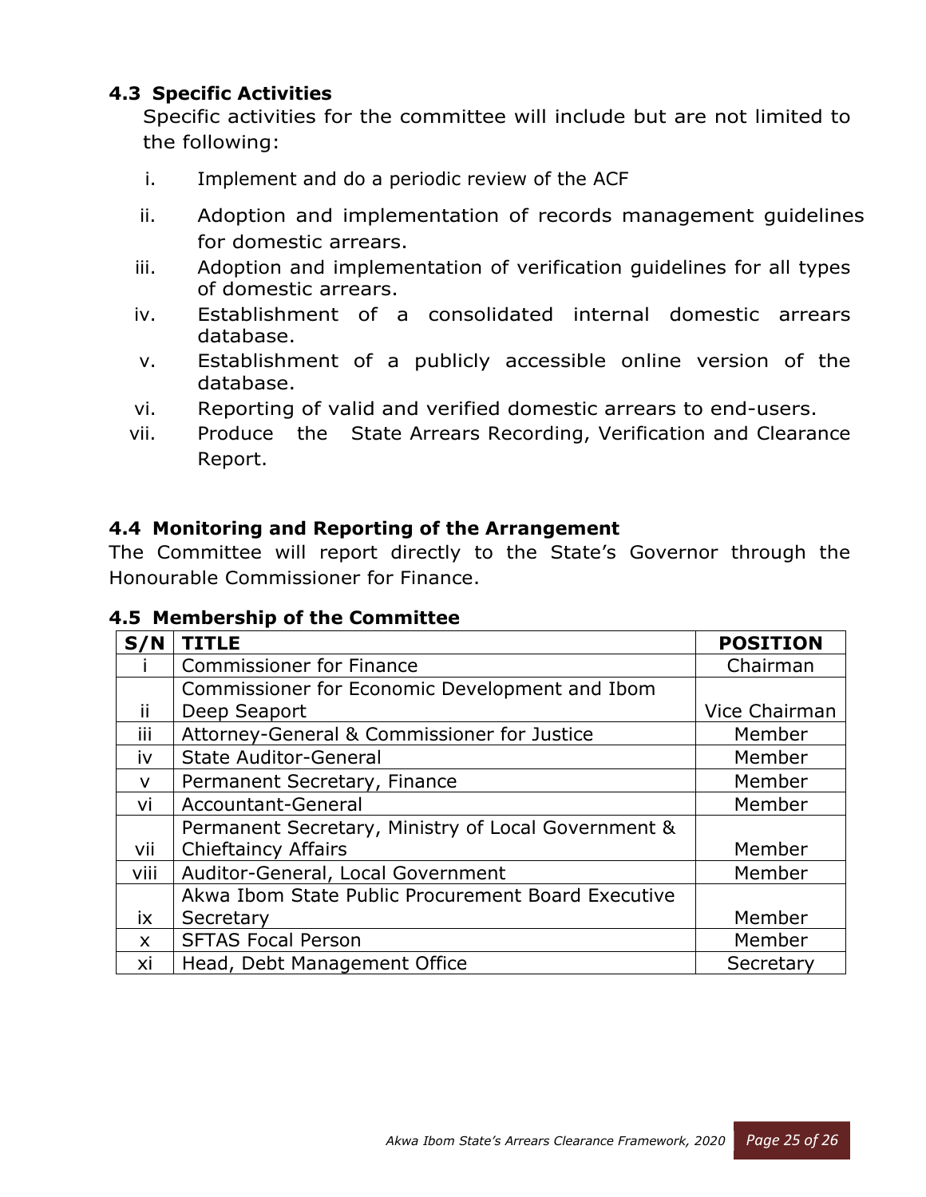### 4.3 Specific Activities

Specific activities for the committee will include but are not limited to the following:

i. Implement and do a periodic review of the ACF

ii. Adoption and implementation of records management guidelines for domestic arrears.

iii. Adoption and implementation of verification guidelines for all types of domestic arrears.

iv. Establishment of a consolidated internal domestic arrears database.

v. Establishment of a publicly accessible online version of the database.

vi. Reporting of valid and verified domestic arrears to end-users.

vii. Produce the State Arrears Recording, Verification and Clearance Report.

### 4.4 Monitoring and Reporting of the Arrangement

The Committee will report directly to the State's Governor through the Honourable Commissioner for Finance.

### 4.5 Membership of the Committee

| S/N | TITLE | POSITION |
|---|---|---|
| i | Commissioner for Finance | Chairman |
| ii | Commissioner for Economic Development and Ibom Deep Seaport | Vice Chairman |
| iii | Attorney-General & Commissioner for Justice | Member |
| iv | State Auditor-General | Member |
| v | Permanent Secretary, Finance | Member |
| vi | Accountant-General | Member |
| vii | Permanent Secretary, Ministry of Local Government & Chieftaincy Affairs | Member |
| viii | Auditor-General, Local Government | Member |
| ix | Akwa Ibom State Public Procurement Board Executive Secretary | Member |
| x | SFTAS Focal Person | Member |
| xi | Head, Debt Management Office | Secretary |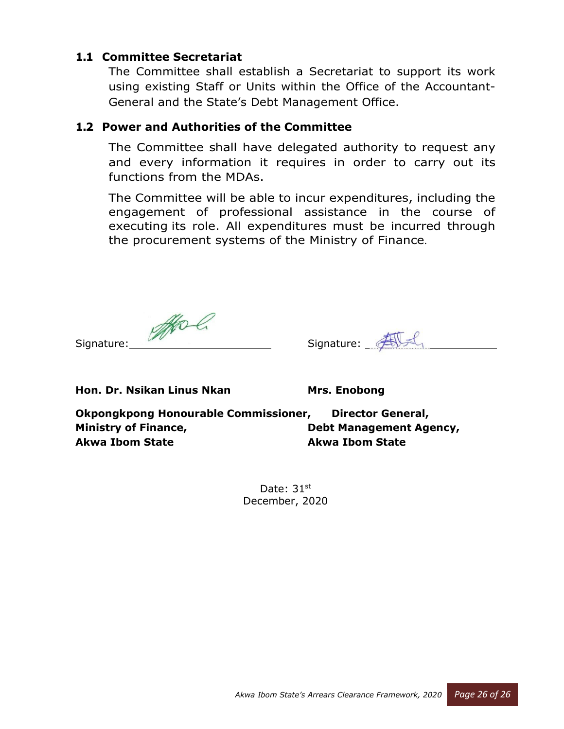### 1.1 Committee Secretariat

The Committee shall establish a Secretariat to support its work using existing Staff or Units within the Office of the Accountant-General and the State's Debt Management Office.

### 1.2 Power and Authorities of the Committee

The Committee shall have delegated authority to request any and every information it requires in order to carry out its functions from the MDAs.

The Committee will be able to incur expenditures, including the engagement of professional assistance in the course of executing its role. All expenditures must be incurred through the procurement systems of the Ministry of Finance.

Signature: ______________________

**Hon. Dr. Nsikan Linus Nkan**

**Honourable Commissioner,**
**Ministry of Finance,**
**Akwa Ibom State**

Signature: ______________________

**Mrs. Enobong Okpongkpong**

**Director General,**
**Debt Management Agency,**
**Akwa Ibom State**

Date: 31st December, 2020